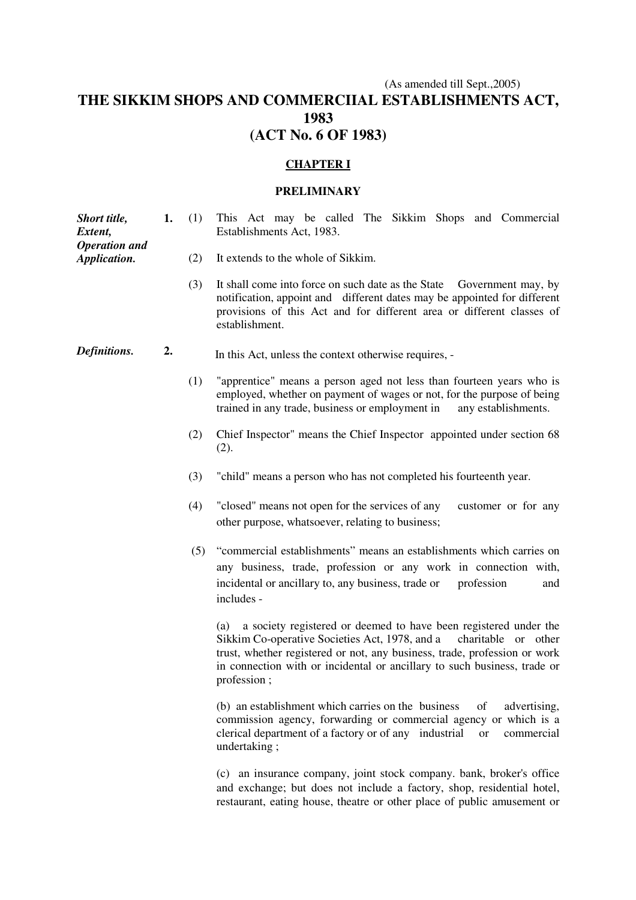(As amended till Sept.,2005)

# THE SIKKIM SHOPS AND COMMERCIIAL ESTABLISHMENTS ACT, 1983
# (ACT No. 6 OF 1983)

## CHAPTER I

### PRELIMINARY

***Short title, Extent, Operation and Application.***

**1.** (1) This Act may be called The Sikkim Shops and Commercial Establishments Act, 1983.

(2) It extends to the whole of Sikkim.

(3) It shall come into force on such date as the State Government may, by notification, appoint and different dates may be appointed for different provisions of this Act and for different area or different classes of establishment.

***Definitions.***

**2.** In this Act, unless the context otherwise requires, -

(1) "apprentice" means a person aged not less than fourteen years who is employed, whether on payment of wages or not, for the purpose of being trained in any trade, business or employment in any establishments.

(2) Chief Inspector" means the Chief Inspector appointed under section 68 (2).

(3) "child" means a person who has not completed his fourteenth year.

(4) "closed" means not open for the services of any customer or for any other purpose, whatsoever, relating to business;

(5) "commercial establishments" means an establishments which carries on any business, trade, profession or any work in connection with, incidental or ancillary to, any business, trade or profession and includes -

(a) a society registered or deemed to have been registered under the Sikkim Co-operative Societies Act, 1978, and a charitable or other trust, whether registered or not, any business, trade, profession or work in connection with or incidental or ancillary to such business, trade or profession ;

(b) an establishment which carries on the business of advertising, commission agency, forwarding or commercial agency or which is a clerical department of a factory or of any industrial or commercial undertaking ;

(c) an insurance company, joint stock company. bank, broker's office and exchange; but does not include a factory, shop, residential hotel, restaurant, eating house, theatre or other place of public amusement or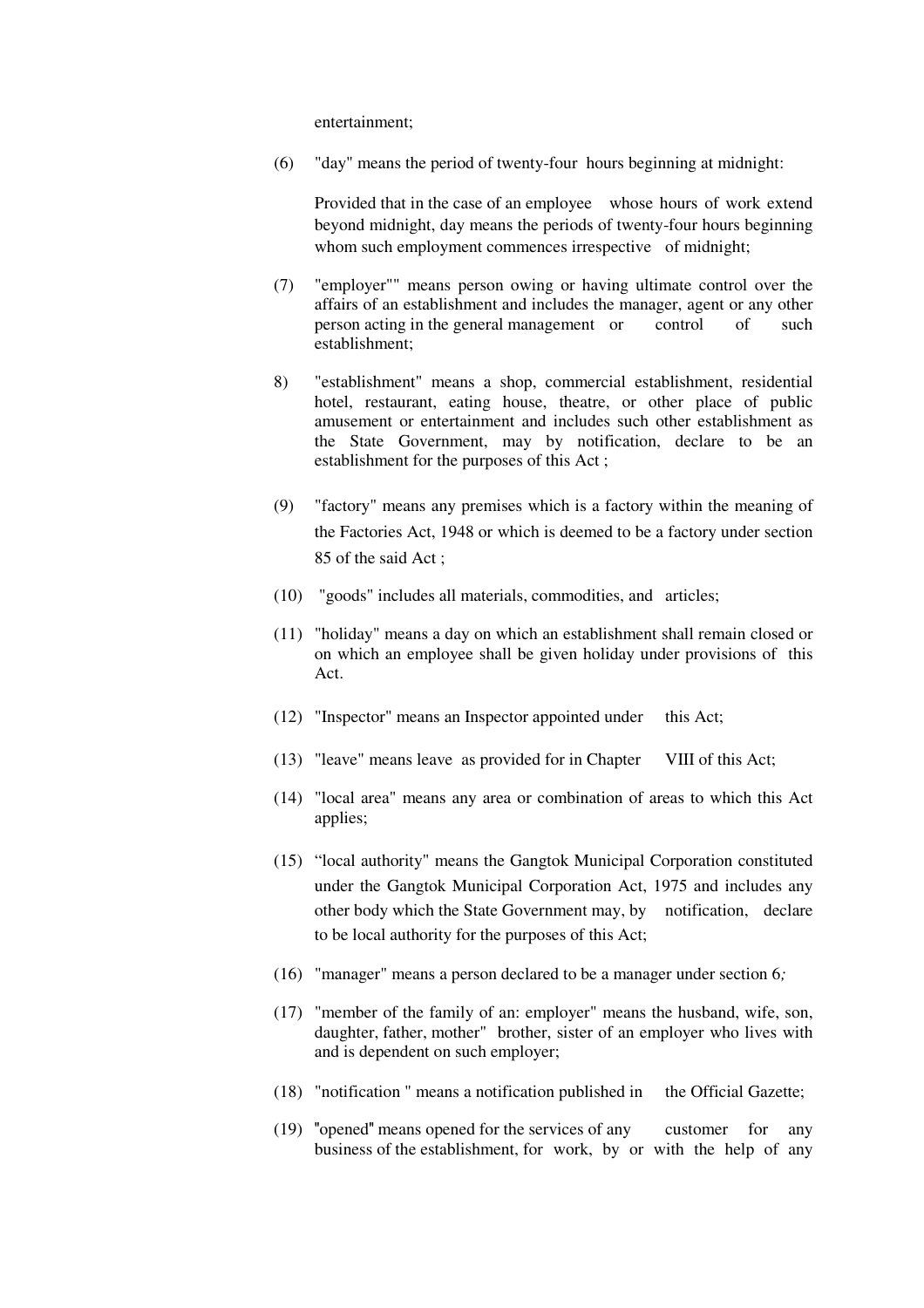entertainment;

(6) "day" means the period of twenty-four hours beginning at midnight:

Provided that in the case of an employee whose hours of work extend beyond midnight, day means the periods of twenty-four hours beginning whom such employment commences irrespective of midnight;

(7) "employer"" means person owing or having ultimate control over the affairs of an establishment and includes the manager, agent or any other person acting in the general management or control of such establishment;

8) "establishment" means a shop, commercial establishment, residential hotel, restaurant, eating house, theatre, or other place of public amusement or entertainment and includes such other establishment as the State Government, may by notification, declare to be an establishment for the purposes of this Act ;

(9) "factory" means any premises which is a factory within the meaning of the Factories Act, 1948 or which is deemed to be a factory under section 85 of the said Act ;

(10) "goods" includes all materials, commodities, and articles;

(11) "holiday" means a day on which an establishment shall remain closed or on which an employee shall be given holiday under provisions of this Act.

(12) "Inspector" means an Inspector appointed under this Act;

(13) "leave" means leave as provided for in Chapter VIII of this Act;

(14) "local area" means any area or combination of areas to which this Act applies;

(15) "local authority" means the Gangtok Municipal Corporation constituted under the Gangtok Municipal Corporation Act, 1975 and includes any other body which the State Government may, by notification, declare to be local authority for the purposes of this Act;

(16) "manager" means a person declared to be a manager under section 6;

(17) "member of the family of an: employer" means the husband, wife, son, daughter, father, mother" brother, sister of an employer who lives with and is dependent on such employer;

(18) "notification " means a notification published in the Official Gazette;

(19) "opened" means opened for the services of any customer for any business of the establishment, for work, by or with the help of any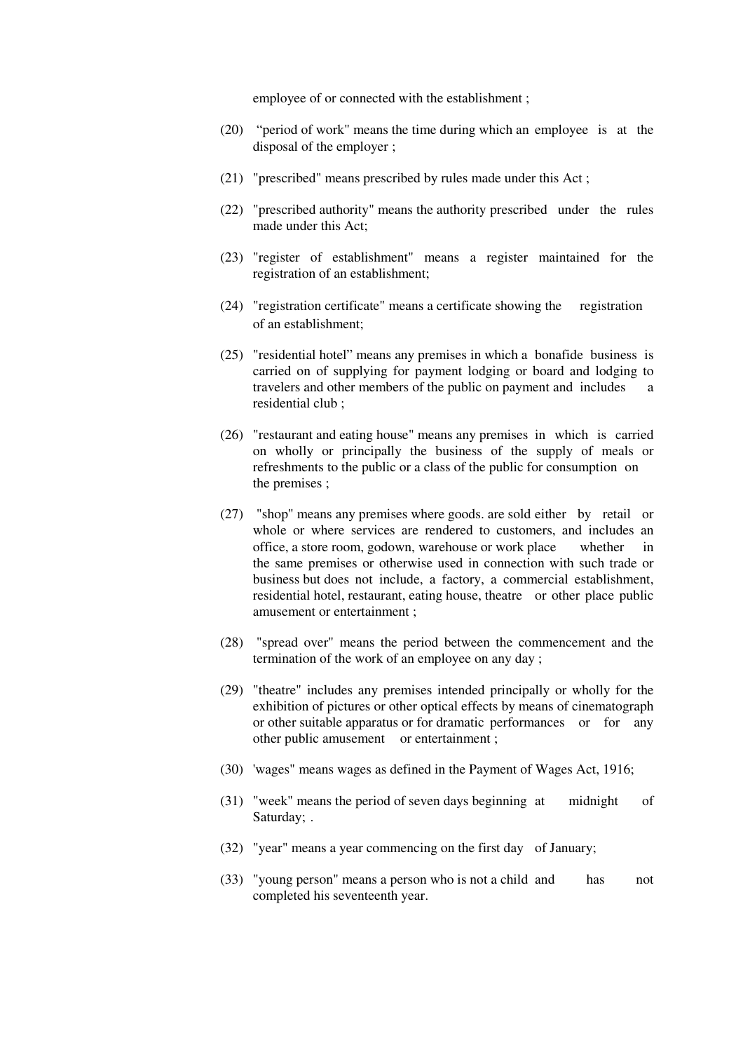employee of or connected with the establishment ;

(20) "period of work" means the time during which an employee is at the disposal of the employer ;

(21) "prescribed" means prescribed by rules made under this Act ;

(22) "prescribed authority" means the authority prescribed under the rules made under this Act;

(23) "register of establishment" means a register maintained for the registration of an establishment;

(24) "registration certificate" means a certificate showing the registration of an establishment;

(25) "residential hotel" means any premises in which a bonafide business is carried on of supplying for payment lodging or board and lodging to travelers and other members of the public on payment and includes a residential club ;

(26) "restaurant and eating house" means any premises in which is carried on wholly or principally the business of the supply of meals or refreshments to the public or a class of the public for consumption on the premises ;

(27) "shop" means any premises where goods. are sold either by retail or whole or where services are rendered to customers, and includes an office, a store room, godown, warehouse or work place whether in the same premises or otherwise used in connection with such trade or business but does not include, a factory, a commercial establishment, residential hotel, restaurant, eating house, theatre or other place public amusement or entertainment ;

(28) "spread over" means the period between the commencement and the termination of the work of an employee on any day ;

(29) "theatre" includes any premises intended principally or wholly for the exhibition of pictures or other optical effects by means of cinematograph or other suitable apparatus or for dramatic performances or for any other public amusement or entertainment ;

(30) 'wages" means wages as defined in the Payment of Wages Act, 1916;

(31) "week" means the period of seven days beginning at midnight of Saturday; .

(32) "year" means a year commencing on the first day of January;

(33) "young person" means a person who is not a child and has not completed his seventeenth year.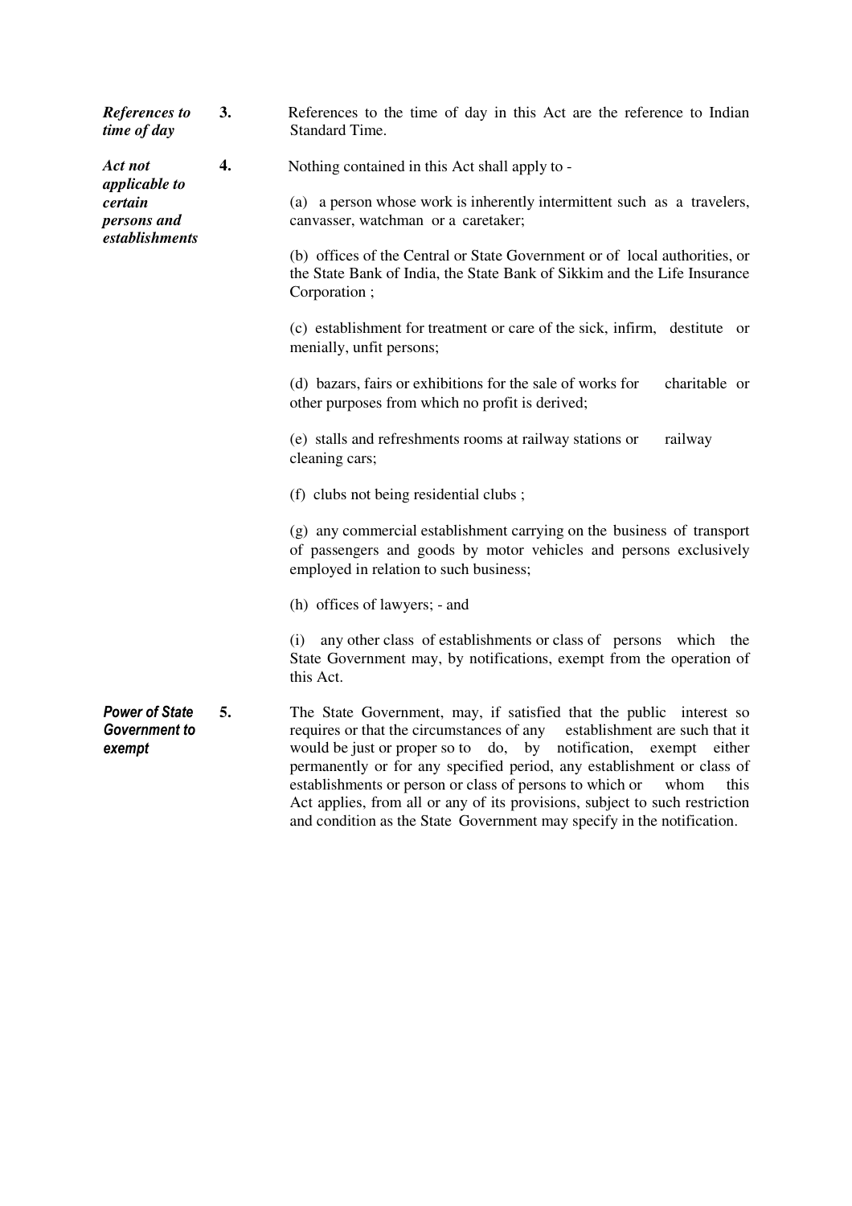***References to time of day***

**3.** References to the time of day in this Act are the reference to Indian Standard Time.

***Act not applicable to certain persons and establishments***

**4.** Nothing contained in this Act shall apply to -

(a) a person whose work is inherently intermittent such as a travelers, canvasser, watchman or a caretaker;

(b) offices of the Central or State Government or of local authorities, or the State Bank of India, the State Bank of Sikkim and the Life Insurance Corporation ;

(c) establishment for treatment or care of the sick, infirm, destitute or menially, unfit persons;

(d) bazars, fairs or exhibitions for the sale of works for charitable or other purposes from which no profit is derived;

(e) stalls and refreshments rooms at railway stations or railway cleaning cars;

(f) clubs not being residential clubs ;

(g) any commercial establishment carrying on the business of transport of passengers and goods by motor vehicles and persons exclusively employed in relation to such business;

(h) offices of lawyers; - and

(i) any other class of establishments or class of persons which the State Government may, by notifications, exempt from the operation of this Act.

***Power of State Government to exempt***

**5.** The State Government, may, if satisfied that the public interest so requires or that the circumstances of any establishment are such that it would be just or proper so to do, by notification, exempt either permanently or for any specified period, any establishment or class of establishments or person or class of persons to which or whom this Act applies, from all or any of its provisions, subject to such restriction and condition as the State Government may specify in the notification.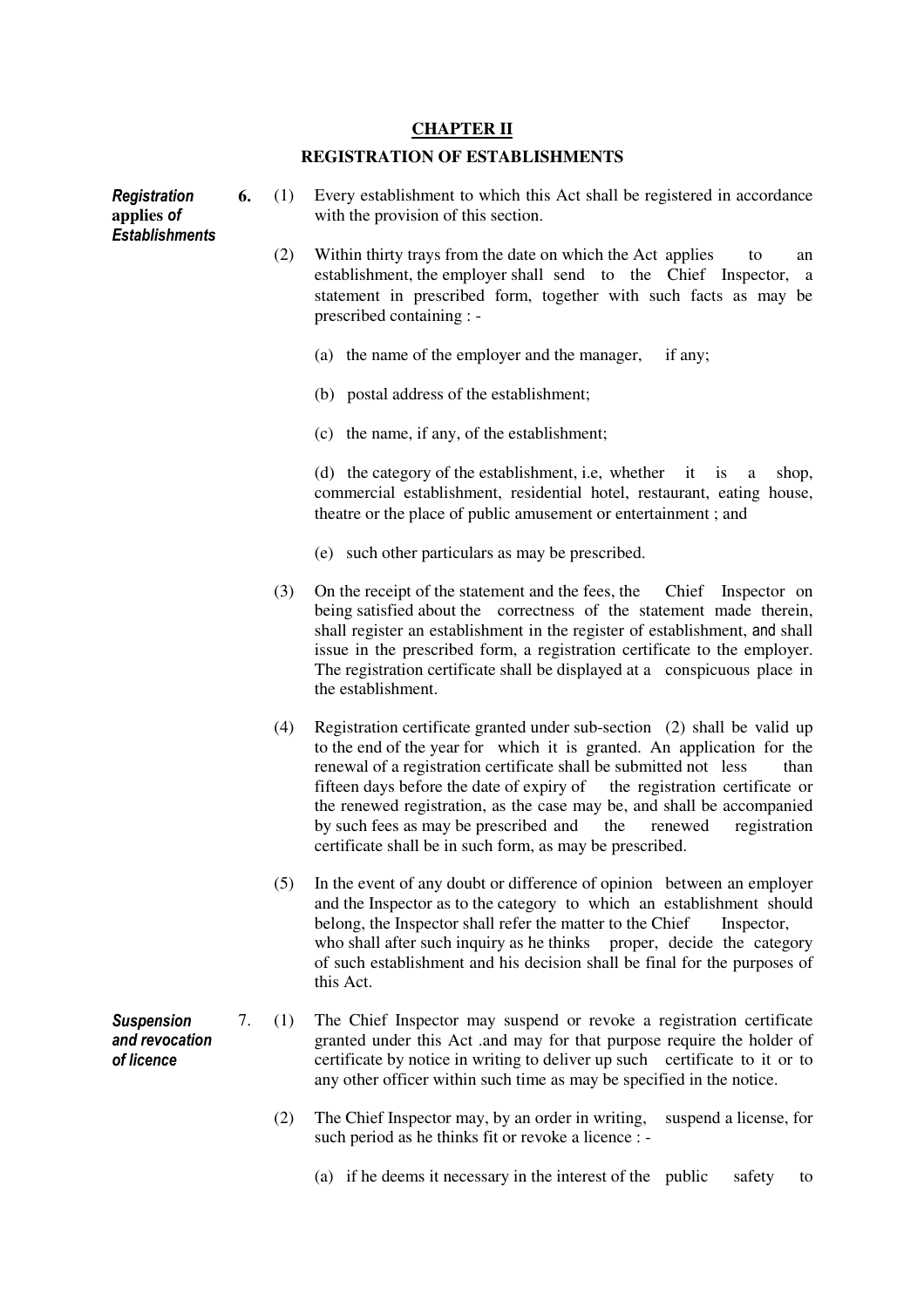## CHAPTER II

### REGISTRATION OF ESTABLISHMENTS

***Registration applies of Establishments***

**6.** (1) Every establishment to which this Act shall be registered in accordance with the provision of this section.

(2) Within thirty trays from the date on which the Act applies to an establishment, the employer shall send to the Chief Inspector, a statement in prescribed form, together with such facts as may be prescribed containing : -

(a) the name of the employer and the manager, if any;

(b) postal address of the establishment;

(c) the name, if any, of the establishment;

(d) the category of the establishment, i.e, whether it is a shop, commercial establishment, residential hotel, restaurant, eating house, theatre or the place of public amusement or entertainment ; and

(e) such other particulars as may be prescribed.

(3) On the receipt of the statement and the fees, the Chief Inspector on being satisfied about the correctness of the statement made therein, shall register an establishment in the register of establishment, and shall issue in the prescribed form, a registration certificate to the employer. The registration certificate shall be displayed at a conspicuous place in the establishment.

(4) Registration certificate granted under sub-section (2) shall be valid up to the end of the year for which it is granted. An application for the renewal of a registration certificate shall be submitted not less than fifteen days before the date of expiry of the registration certificate or the renewed registration, as the case may be, and shall be accompanied by such fees as may be prescribed and the renewed registration certificate shall be in such form, as may be prescribed.

(5) In the event of any doubt or difference of opinion between an employer and the Inspector as to the category to which an establishment should belong, the Inspector shall refer the matter to the Chief Inspector, who shall after such inquiry as he thinks proper, decide the category of such establishment and his decision shall be final for the purposes of this Act.

***Suspension and revocation of licence***

7. (1) The Chief Inspector may suspend or revoke a registration certificate granted under this Act .and may for that purpose require the holder of certificate by notice in writing to deliver up such certificate to it or to any other officer within such time as may be specified in the notice.

(2) The Chief Inspector may, by an order in writing, suspend a license, for such period as he thinks fit or revoke a licence : -

(a) if he deems it necessary in the interest of the public safety to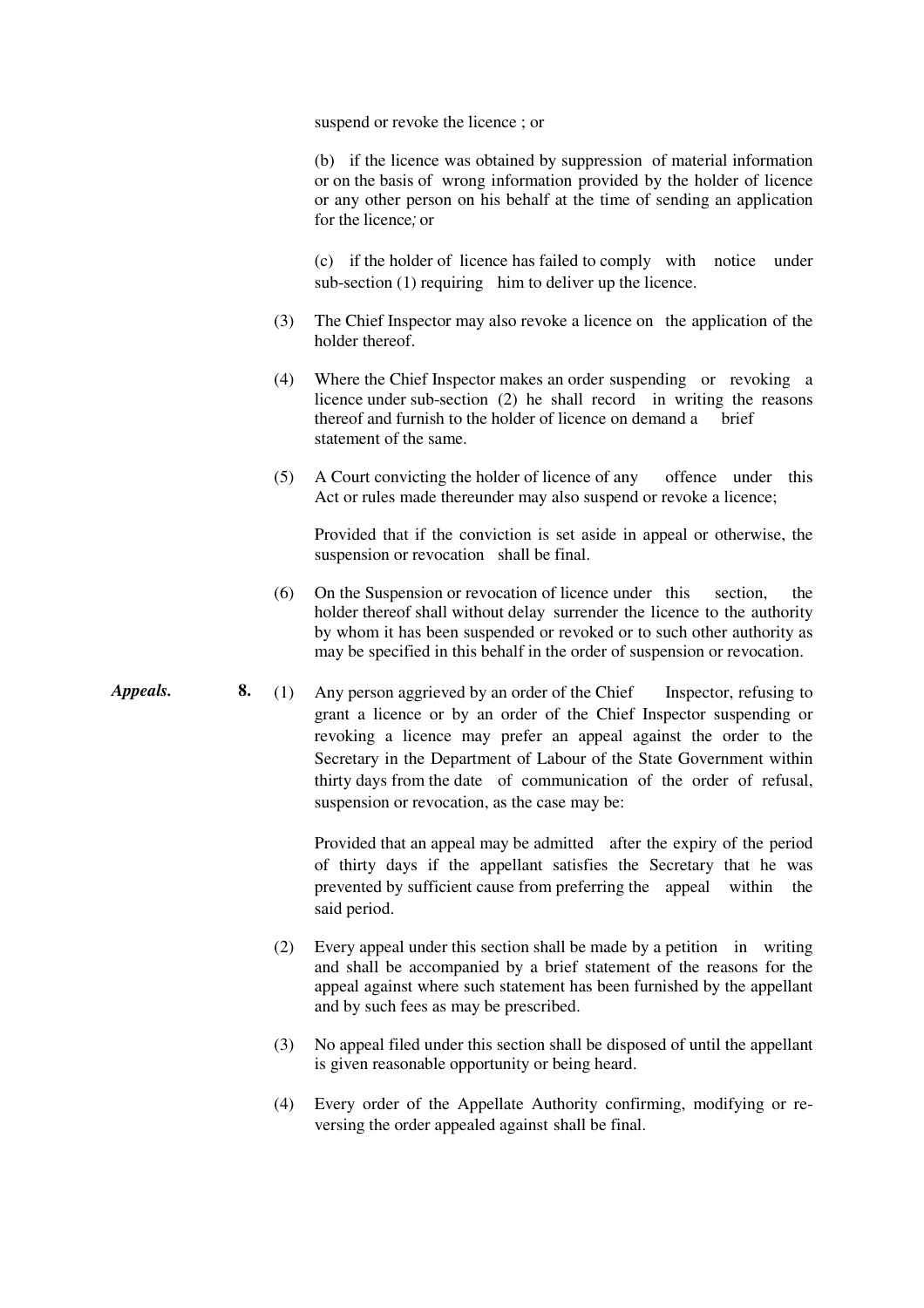suspend or revoke the licence ; or

(b) if the licence was obtained by suppression of material information or on the basis of wrong information provided by the holder of licence or any other person on his behalf at the time of sending an application for the licence; or

(c) if the holder of licence has failed to comply with notice under sub-section (1) requiring him to deliver up the licence.

(3) The Chief Inspector may also revoke a licence on the application of the holder thereof.

(4) Where the Chief Inspector makes an order suspending or revoking a licence under sub-section (2) he shall record in writing the reasons thereof and furnish to the holder of licence on demand a brief statement of the same.

(5) A Court convicting the holder of licence of any offence under this Act or rules made thereunder may also suspend or revoke a licence;

Provided that if the conviction is set aside in appeal or otherwise, the suspension or revocation shall be final.

(6) On the Suspension or revocation of licence under this section, the holder thereof shall without delay surrender the licence to the authority by whom it has been suspended or revoked or to such other authority as may be specified in this behalf in the order of suspension or revocation.

***Appeals.*** **8.** (1) Any person aggrieved by an order of the Chief Inspector, refusing to grant a licence or by an order of the Chief Inspector suspending or revoking a licence may prefer an appeal against the order to the Secretary in the Department of Labour of the State Government within thirty days from the date of communication of the order of refusal, suspension or revocation, as the case may be:

Provided that an appeal may be admitted after the expiry of the period of thirty days if the appellant satisfies the Secretary that he was prevented by sufficient cause from preferring the appeal within the said period.

(2) Every appeal under this section shall be made by a petition in writing and shall be accompanied by a brief statement of the reasons for the appeal against where such statement has been furnished by the appellant and by such fees as may be prescribed.

(3) No appeal filed under this section shall be disposed of until the appellant is given reasonable opportunity or being heard.

(4) Every order of the Appellate Authority confirming, modifying or re-versing the order appealed against shall be final.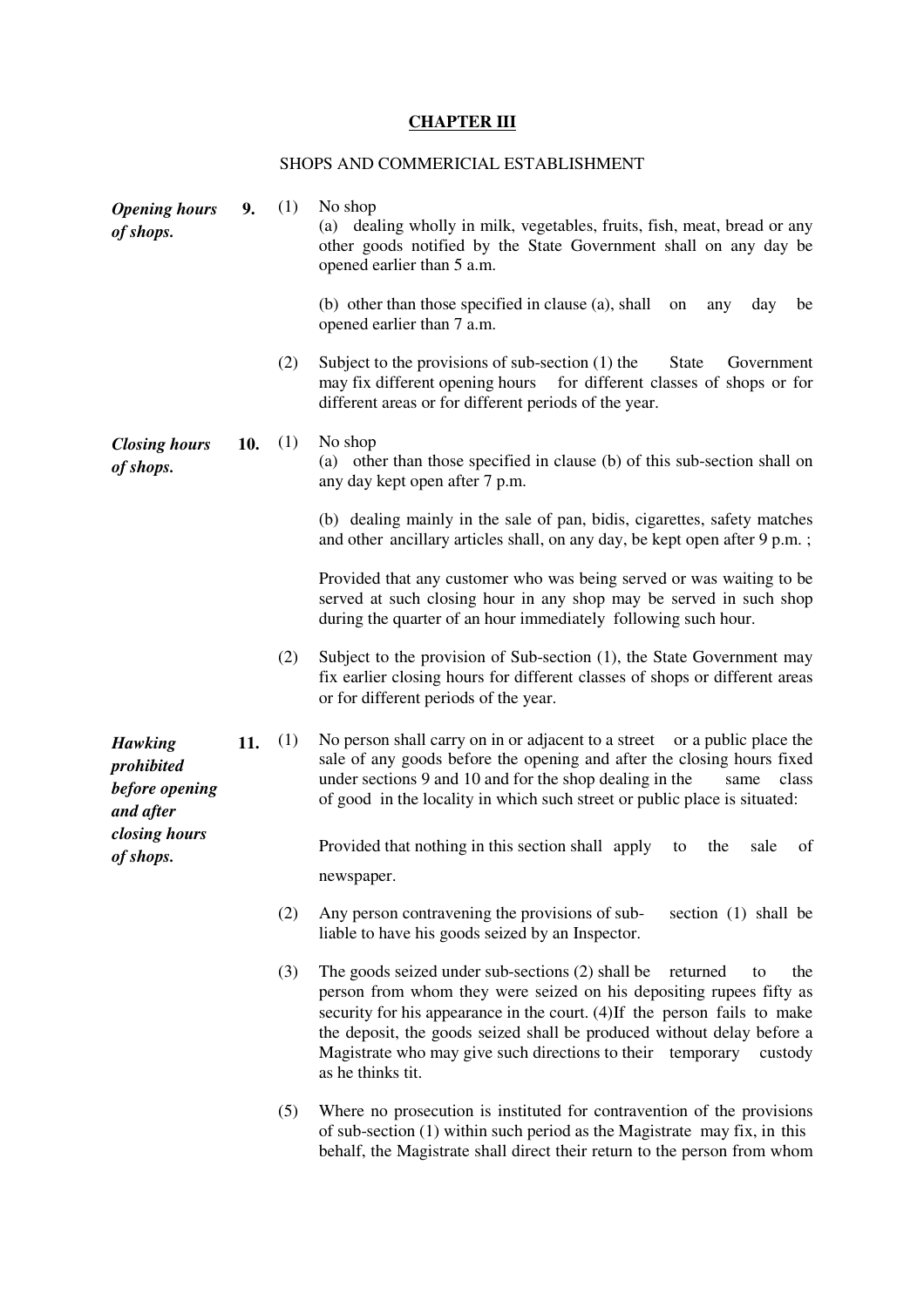## CHAPTER III

SHOPS AND COMMERICIAL ESTABLISHMENT

***Opening hours of shops.***

**9.** (1) No shop

(a) dealing wholly in milk, vegetables, fruits, fish, meat, bread or any other goods notified by the State Government shall on any day be opened earlier than 5 a.m.

(b) other than those specified in clause (a), shall on any day be opened earlier than 7 a.m.

(2) Subject to the provisions of sub-section (1) the State Government may fix different opening hours for different classes of shops or for different areas or for different periods of the year.

***Closing hours of shops.***

**10.** (1) No shop

(a) other than those specified in clause (b) of this sub-section shall on any day kept open after 7 p.m.

(b) dealing mainly in the sale of pan, bidis, cigarettes, safety matches and other ancillary articles shall, on any day, be kept open after 9 p.m. ;

Provided that any customer who was being served or was waiting to be served at such closing hour in any shop may be served in such shop during the quarter of an hour immediately following such hour.

(2) Subject to the provision of Sub-section (1), the State Government may fix earlier closing hours for different classes of shops or different areas or for different periods of the year.

***Hawking prohibited before opening and after closing hours of shops.***

**11.** (1) No person shall carry on in or adjacent to a street or a public place the sale of any goods before the opening and after the closing hours fixed under sections 9 and 10 and for the shop dealing in the same class of good in the locality in which such street or public place is situated:

Provided that nothing in this section shall apply to the sale of newspaper.

(2) Any person contravening the provisions of sub- section (1) shall be liable to have his goods seized by an Inspector.

(3) The goods seized under sub-sections (2) shall be returned to the person from whom they were seized on his depositing rupees fifty as security for his appearance in the court. (4)If the person fails to make the deposit, the goods seized shall be produced without delay before a Magistrate who may give such directions to their temporary custody as he thinks tit.

(5) Where no prosecution is instituted for contravention of the provisions of sub-section (1) within such period as the Magistrate may fix, in this behalf, the Magistrate shall direct their return to the person from whom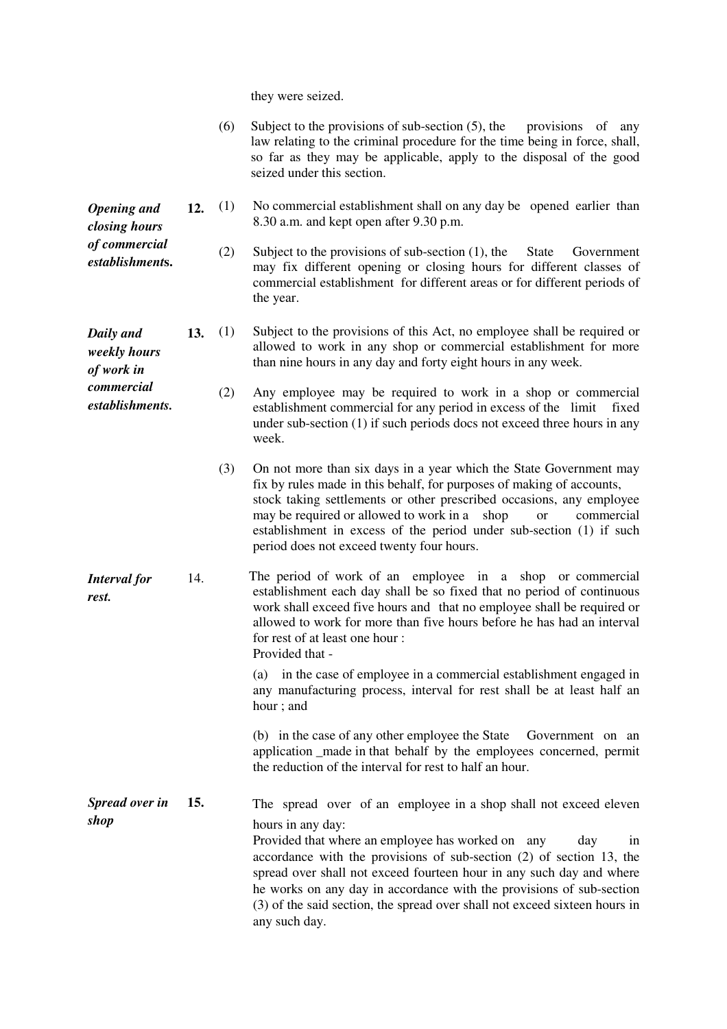they were seized.

(6) Subject to the provisions of sub-section (5), the provisions of any law relating to the criminal procedure for the time being in force, shall, so far as they may be applicable, apply to the disposal of the good seized under this section.

***Opening and closing hours of commercial establishments.***

**12.** (1) No commercial establishment shall on any day be opened earlier than 8.30 a.m. and kept open after 9.30 p.m.

(2) Subject to the provisions of sub-section (1), the State Government may fix different opening or closing hours for different classes of commercial establishment for different areas or for different periods of the year.

***Daily and weekly hours of work in commercial establishments.***

**13.** (1) Subject to the provisions of this Act, no employee shall be required or allowed to work in any shop or commercial establishment for more than nine hours in any day and forty eight hours in any week.

(2) Any employee may be required to work in a shop or commercial establishment commercial for any period in excess of the limit fixed under sub-section (1) if such periods docs not exceed three hours in any week.

(3) On not more than six days in a year which the State Government may fix by rules made in this behalf, for purposes of making of accounts, stock taking settlements or other prescribed occasions, any employee may be required or allowed to work in a shop or commercial establishment in excess of the period under sub-section (1) if such period does not exceed twenty four hours.

***Interval for rest.***

14. The period of work of an employee in a shop or commercial establishment each day shall be so fixed that no period of continuous work shall exceed five hours and that no employee shall be required or allowed to work for more than five hours before he has had an interval for rest of at least one hour :
Provided that -

(a) in the case of employee in a commercial establishment engaged in any manufacturing process, interval for rest shall be at least half an hour ; and

(b) in the case of any other employee the State Government on an application _made in that behalf by the employees concerned, permit the reduction of the interval for rest to half an hour.

***Spread over in shop***

**15.** The spread over of an employee in a shop shall not exceed eleven hours in any day:
Provided that where an employee has worked on any day in accordance with the provisions of sub-section (2) of section 13, the spread over shall not exceed fourteen hour in any such day and where he works on any day in accordance with the provisions of sub-section (3) of the said section, the spread over shall not exceed sixteen hours in any such day.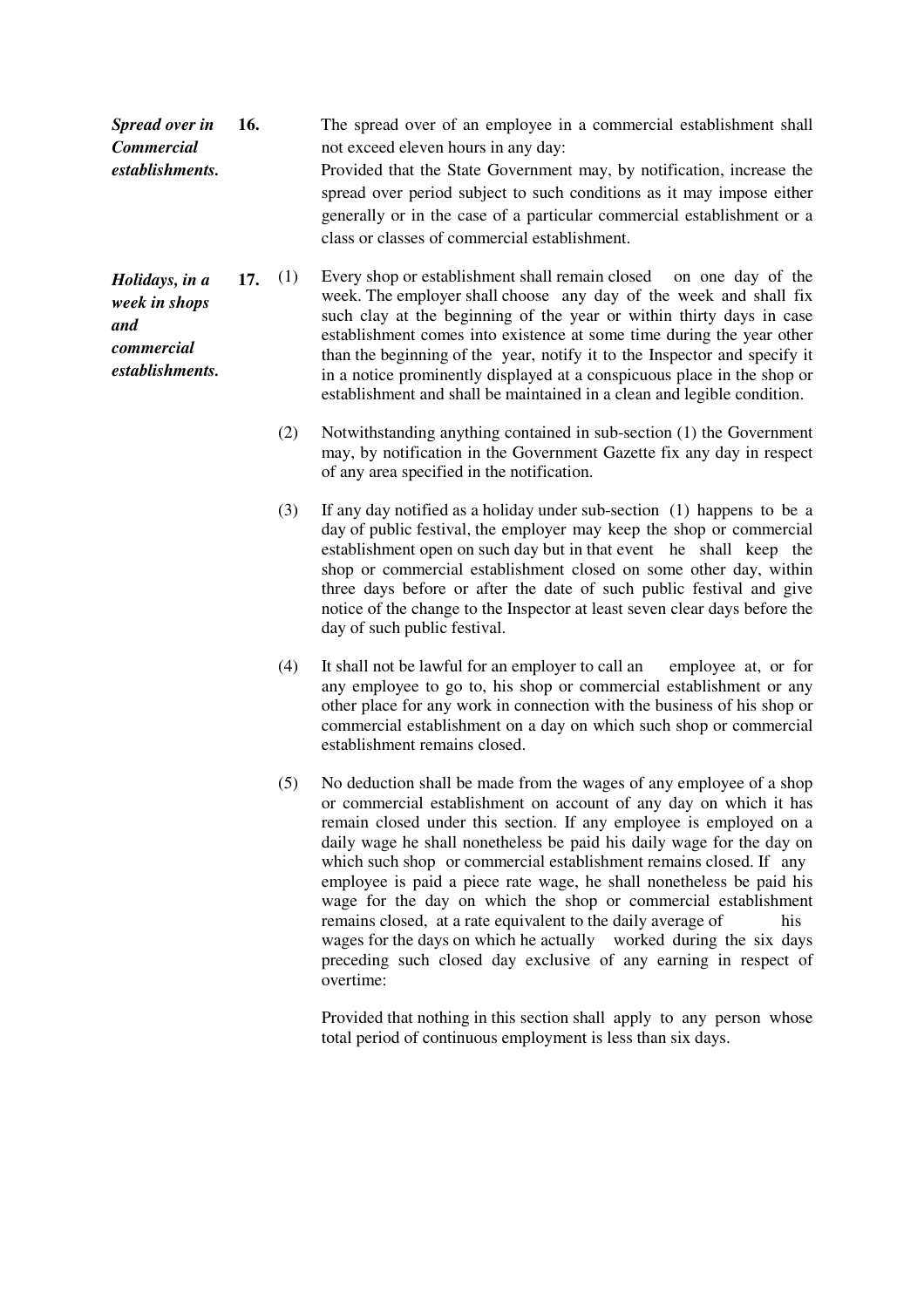***Spread over in Commercial establishments.***

**16.** The spread over of an employee in a commercial establishment shall not exceed eleven hours in any day:

Provided that the State Government may, by notification, increase the spread over period subject to such conditions as it may impose either generally or in the case of a particular commercial establishment or a class or classes of commercial establishment.

***Holidays, in a week in shops and commercial establishments.***

**17.** (1) Every shop or establishment shall remain closed on one day of the week. The employer shall choose any day of the week and shall fix such clay at the beginning of the year or within thirty days in case establishment comes into existence at some time during the year other than the beginning of the year, notify it to the Inspector and specify it in a notice prominently displayed at a conspicuous place in the shop or establishment and shall be maintained in a clean and legible condition.

(2) Notwithstanding anything contained in sub-section (1) the Government may, by notification in the Government Gazette fix any day in respect of any area specified in the notification.

(3) If any day notified as a holiday under sub-section (1) happens to be a day of public festival, the employer may keep the shop or commercial establishment open on such day but in that event he shall keep the shop or commercial establishment closed on some other day, within three days before or after the date of such public festival and give notice of the change to the Inspector at least seven clear days before the day of such public festival.

(4) It shall not be lawful for an employer to call an employee at, or for any employee to go to, his shop or commercial establishment or any other place for any work in connection with the business of his shop or commercial establishment on a day on which such shop or commercial establishment remains closed.

(5) No deduction shall be made from the wages of any employee of a shop or commercial establishment on account of any day on which it has remain closed under this section. If any employee is employed on a daily wage he shall nonetheless be paid his daily wage for the day on which such shop or commercial establishment remains closed. If any employee is paid a piece rate wage, he shall nonetheless be paid his wage for the day on which the shop or commercial establishment remains closed, at a rate equivalent to the daily average of his wages for the days on which he actually worked during the six days preceding such closed day exclusive of any earning in respect of overtime:

Provided that nothing in this section shall apply to any person whose total period of continuous employment is less than six days.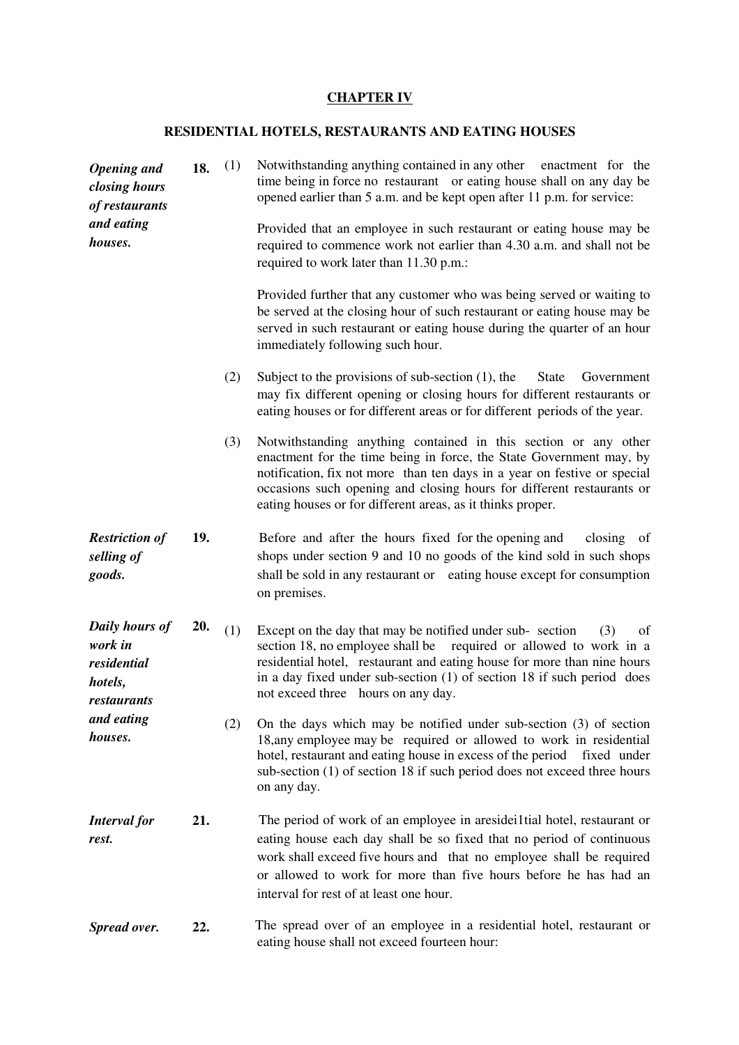## CHAPTER IV

### RESIDENTIAL HOTELS, RESTAURANTS AND EATING HOUSES

***Opening and closing hours of restaurants and eating houses.***

**18.** (1) Notwithstanding anything contained in any other enactment for the time being in force no restaurant or eating house shall on any day be opened earlier than 5 a.m. and be kept open after 11 p.m. for service:

Provided that an employee in such restaurant or eating house may be required to commence work not earlier than 4.30 a.m. and shall not be required to work later than 11.30 p.m.:

Provided further that any customer who was being served or waiting to be served at the closing hour of such restaurant or eating house may be served in such restaurant or eating house during the quarter of an hour immediately following such hour.

(2) Subject to the provisions of sub-section (1), the State Government may fix different opening or closing hours for different restaurants or eating houses or for different areas or for different periods of the year.

(3) Notwithstanding anything contained in this section or any other enactment for the time being in force, the State Government may, by notification, fix not more than ten days in a year on festive or special occasions such opening and closing hours for different restaurants or eating houses or for different areas, as it thinks proper.

***Restriction of selling of goods.***

**19.** Before and after the hours fixed for the opening and closing of shops under section 9 and 10 no goods of the kind sold in such shops shall be sold in any restaurant or eating house except for consumption on premises.

***Daily hours of work in residential hotels, restaurants and eating houses.***

**20.** (1) Except on the day that may be notified under sub- section (3) of section 18, no employee shall be required or allowed to work in a residential hotel, restaurant and eating house for more than nine hours in a day fixed under sub-section (1) of section 18 if such period does not exceed three hours on any day.

(2) On the days which may be notified under sub-section (3) of section 18,any employee may be required or allowed to work in residential hotel, restaurant and eating house in excess of the period fixed under sub-section (1) of section 18 if such period does not exceed three hours on any day.

***Interval for rest.***

**21.** The period of work of an employee in aresidei1tial hotel, restaurant or eating house each day shall be so fixed that no period of continuous work shall exceed five hours and that no employee shall be required or allowed to work for more than five hours before he has had an interval for rest of at least one hour.

***Spread over.***

**22.** The spread over of an employee in a residential hotel, restaurant or eating house shall not exceed fourteen hour: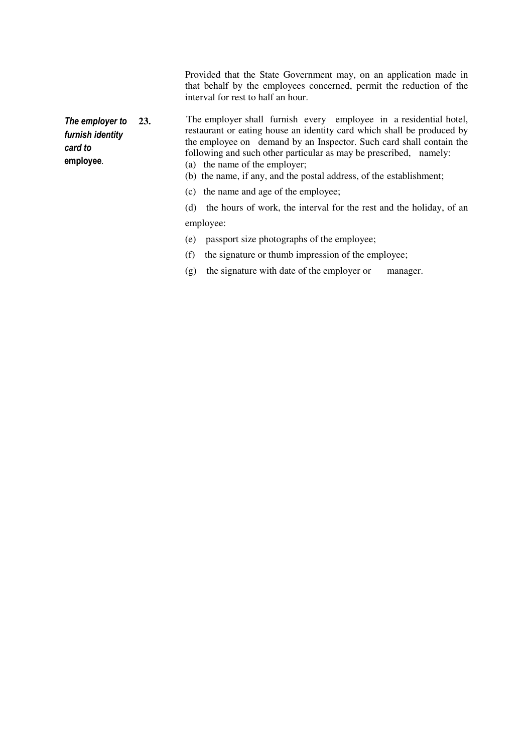Provided that the State Government may, on an application made in that behalf by the employees concerned, permit the reduction of the interval for rest to half an hour.

***The employer to furnish identity card to employee.***

**23.** The employer shall furnish every employee in a residential hotel, restaurant or eating house an identity card which shall be produced by the employee on demand by an Inspector. Such card shall contain the following and such other particular as may be prescribed, namely:

(a) the name of the employer;

(b) the name, if any, and the postal address, of the establishment;

(c) the name and age of the employee;

(d) the hours of work, the interval for the rest and the holiday, of an employee:

(e) passport size photographs of the employee;

(f) the signature or thumb impression of the employee;

(g) the signature with date of the employer or manager.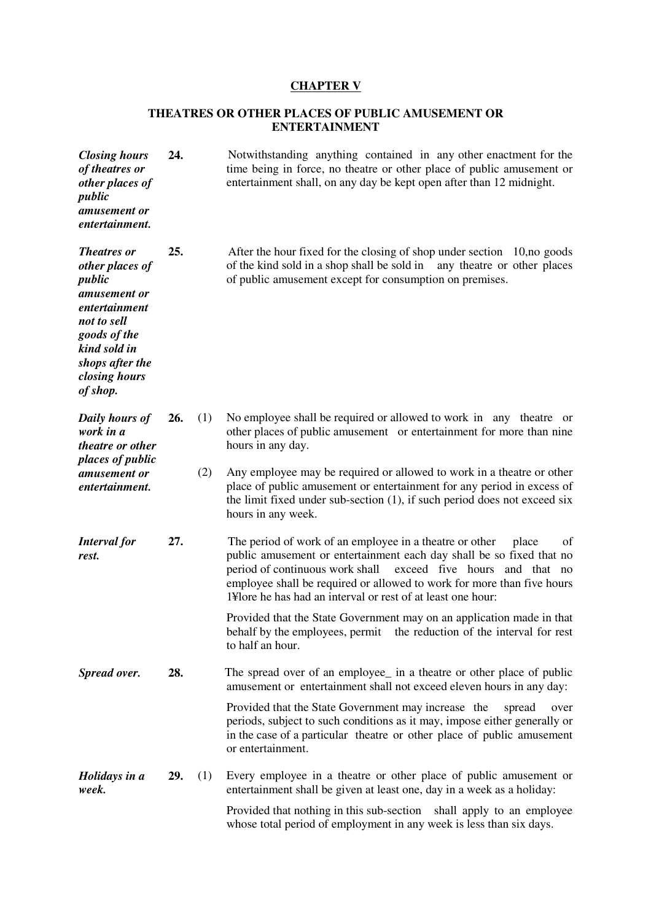## CHAPTER V

### THEATRES OR OTHER PLACES OF PUBLIC AMUSEMENT OR ENTERTAINMENT

***Closing hours of theatres or other places of public amusement or entertainment.***

**24.** Notwithstanding anything contained in any other enactment for the time being in force, no theatre or other place of public amusement or entertainment shall, on any day be kept open after than 12 midnight.

***Theatres or other places of public amusement or entertainment not to sell goods of the kind sold in shops after the closing hours of shop.***

**25.** After the hour fixed for the closing of shop under section 10,no goods of the kind sold in a shop shall be sold in any theatre or other places of public amusement except for consumption on premises.

***Daily hours of work in a theatre or other places of public amusement or entertainment.***

**26.** (1) No employee shall be required or allowed to work in any theatre or other places of public amusement or entertainment for more than nine hours in any day.

(2) Any employee may be required or allowed to work in a theatre or other place of public amusement or entertainment for any period in excess of the limit fixed under sub-section (1), if such period does not exceed six hours in any week.

***Interval for rest.***

**27.** The period of work of an employee in a theatre or other place of public amusement or entertainment each day shall be so fixed that no period of continuous work shall exceed five hours and that no employee shall be required or allowed to work for more than five hours 1¥lore he has had an interval or rest of at least one hour:

Provided that the State Government may on an application made in that behalf by the employees, permit the reduction of the interval for rest to half an hour.

***Spread over.***

**28.** The spread over of an employee_ in a theatre or other place of public amusement or entertainment shall not exceed eleven hours in any day:

Provided that the State Government may increase the spread over periods, subject to such conditions as it may, impose either generally or in the case of a particular theatre or other place of public amusement or entertainment.

***Holidays in a week.***

**29.** (1) Every employee in a theatre or other place of public amusement or entertainment shall be given at least one, day in a week as a holiday:

Provided that nothing in this sub-section shall apply to an employee whose total period of employment in any week is less than six days.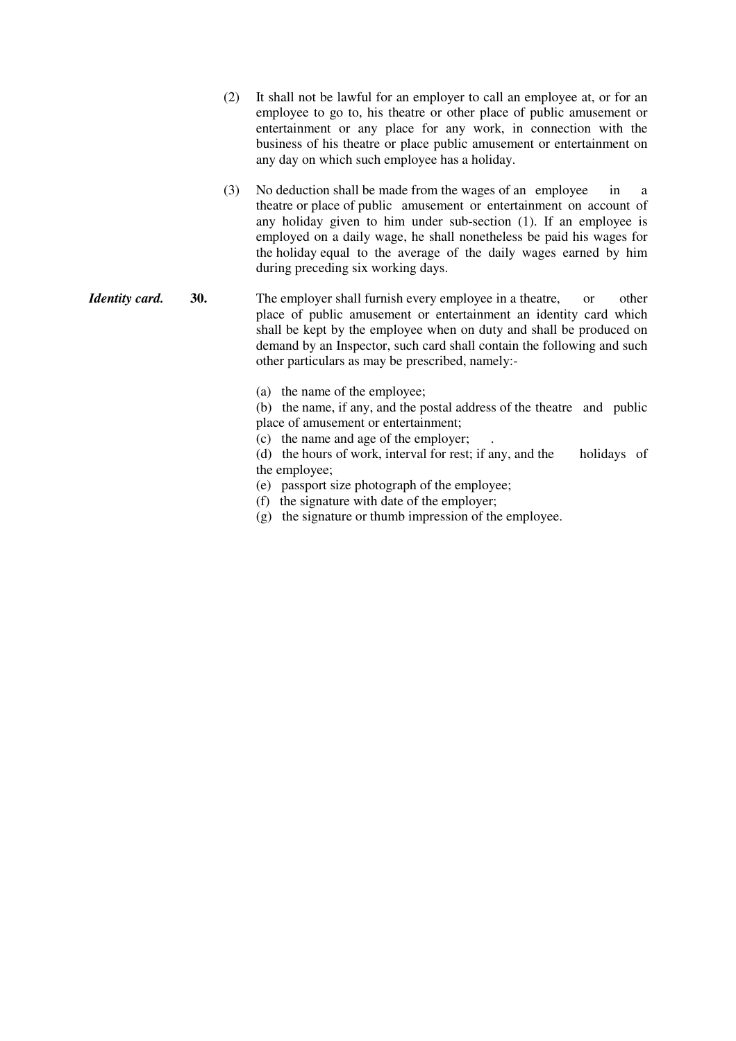(2) It shall not be lawful for an employer to call an employee at, or for an employee to go to, his theatre or other place of public amusement or entertainment or any place for any work, in connection with the business of his theatre or place public amusement or entertainment on any day on which such employee has a holiday.

(3) No deduction shall be made from the wages of an employee in a theatre or place of public amusement or entertainment on account of any holiday given to him under sub-section (1). If an employee is employed on a daily wage, he shall nonetheless be paid his wages for the holiday equal to the average of the daily wages earned by him during preceding six working days.

***Identity card.*** **30.** The employer shall furnish every employee in a theatre, or other place of public amusement or entertainment an identity card which shall be kept by the employee when on duty and shall be produced on demand by an Inspector, such card shall contain the following and such other particulars as may be prescribed, namely:-

(a) the name of the employee;
(b) the name, if any, and the postal address of the theatre and public place of amusement or entertainment;
(c) the name and age of the employer; .
(d) the hours of work, interval for rest; if any, and the holidays of the employee;
(e) passport size photograph of the employee;
(f) the signature with date of the employer;
(g) the signature or thumb impression of the employee.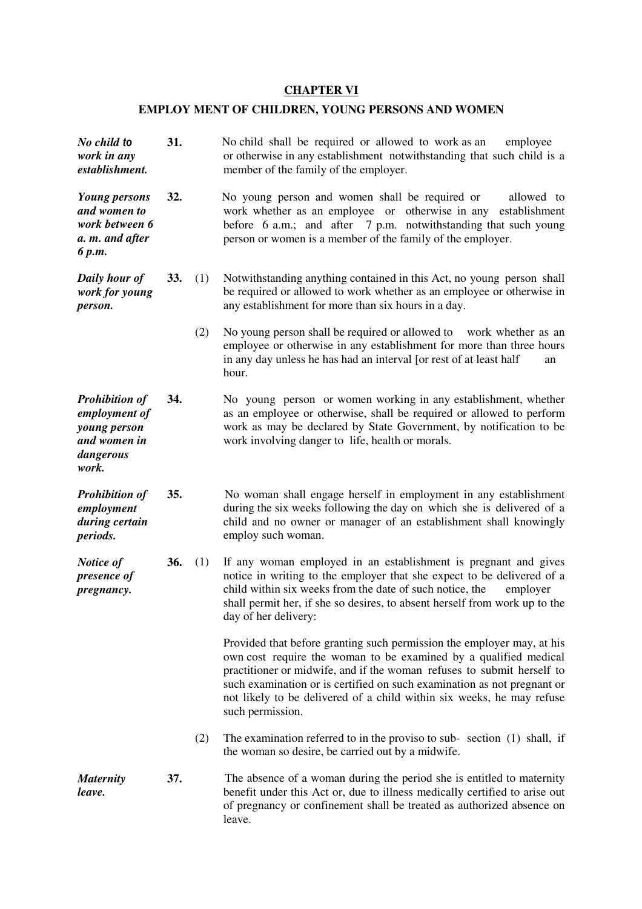## CHAPTER VI

## EMPLOY MENT OF CHILDREN, YOUNG PERSONS AND WOMEN

***No child to work in any establishment.***

**31.** No child shall be required or allowed to work as an employee or otherwise in any establishment notwithstanding that such child is a member of the family of the employer.

***Young persons and women to work between 6 a. m. and after 6 p.m.***

**32.** No young person and women shall be required or allowed to work whether as an employee or otherwise in any establishment before 6 a.m.; and after 7 p.m. notwithstanding that such young person or women is a member of the family of the employer.

***Daily hour of work for young person.***

**33.** (1) Notwithstanding anything contained in this Act, no young person shall be required or allowed to work whether as an employee or otherwise in any establishment for more than six hours in a day.

(2) No young person shall be required or allowed to work whether as an employee or otherwise in any establishment for more than three hours in any day unless he has had an interval [or rest of at least half an hour.

***Prohibition of employment of young person and women in dangerous work.***

**34.** No young person or women working in any establishment, whether as an employee or otherwise, shall be required or allowed to perform work as may be declared by State Government, by notification to be work involving danger to life, health or morals.

***Prohibition of employment during certain periods.***

**35.** No woman shall engage herself in employment in any establishment during the six weeks following the day on which she is delivered of a child and no owner or manager of an establishment shall knowingly employ such woman.

***Notice of presence of pregnancy.***

**36.** (1) If any woman employed in an establishment is pregnant and gives notice in writing to the employer that she expect to be delivered of a child within six weeks from the date of such notice, the employer shall permit her, if she so desires, to absent herself from work up to the day of her delivery:

Provided that before granting such permission the employer may, at his own cost require the woman to be examined by a qualified medical practitioner or midwife, and if the woman refuses to submit herself to such examination or is certified on such examination as not pregnant or not likely to be delivered of a child within six weeks, he may refuse such permission.

(2) The examination referred to in the proviso to sub- section (1) shall, if the woman so desire, be carried out by a midwife.

***Maternity leave.***

**37.** The absence of a woman during the period she is entitled to maternity benefit under this Act or, due to illness medically certified to arise out of pregnancy or confinement shall be treated as authorized absence on leave.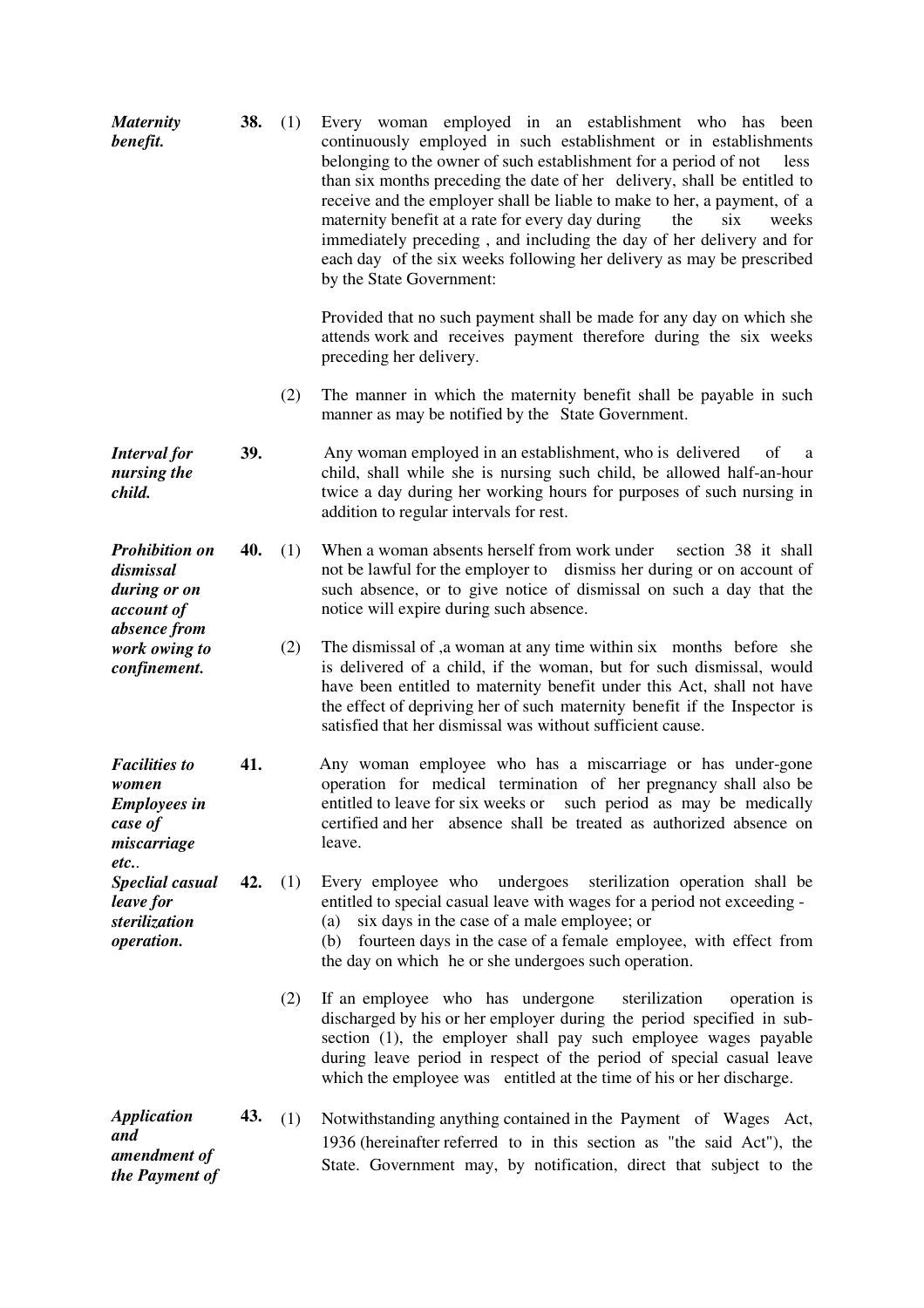***Maternity benefit.***

**38.** (1) Every woman employed in an establishment who has been continuously employed in such establishment or in establishments belonging to the owner of such establishment for a period of not less than six months preceding the date of her delivery, shall be entitled to receive and the employer shall be liable to make to her, a payment, of a maternity benefit at a rate for every day during the six weeks immediately preceding , and including the day of her delivery and for each day of the six weeks following her delivery as may be prescribed by the State Government:

Provided that no such payment shall be made for any day on which she attends work and receives payment therefore during the six weeks preceding her delivery.

(2) The manner in which the maternity benefit shall be payable in such manner as may be notified by the State Government.

***Interval for nursing the child.***

**39.** Any woman employed in an establishment, who is delivered of a child, shall while she is nursing such child, be allowed half-an-hour twice a day during her working hours for purposes of such nursing in addition to regular intervals for rest.

***Prohibition on dismissal during or on account of absence from work owing to confinement.***

**40.** (1) When a woman absents herself from work under section 38 it shall not be lawful for the employer to dismiss her during or on account of such absence, or to give notice of dismissal on such a day that the notice will expire during such absence.

(2) The dismissal of ,a woman at any time within six months before she is delivered of a child, if the woman, but for such dismissal, would have been entitled to maternity benefit under this Act, shall not have the effect of depriving her of such maternity benefit if the Inspector is satisfied that her dismissal was without sufficient cause.

***Facilities to women Employees in case of miscarriage etc..***

**41.** Any woman employee who has a miscarriage or has under-gone operation for medical termination of her pregnancy shall also be entitled to leave for six weeks or such period as may be medically certified and her absence shall be treated as authorized absence on leave.

***Speclial casual leave for sterilization operation.***

**42.** (1) Every employee who undergoes sterilization operation shall be entitled to special casual leave with wages for a period not exceeding -

(a) six days in the case of a male employee; or

(b) fourteen days in the case of a female employee, with effect from the day on which he or she undergoes such operation.

(2) If an employee who has undergone sterilization operation is discharged by his or her employer during the period specified in sub-section (1), the employer shall pay such employee wages payable during leave period in respect of the period of special casual leave which the employee was entitled at the time of his or her discharge.

***Application and amendment of the Payment of***

**43.** (1) Notwithstanding anything contained in the Payment of Wages Act, 1936 (hereinafter referred to in this section as "the said Act"), the State. Government may, by notification, direct that subject to the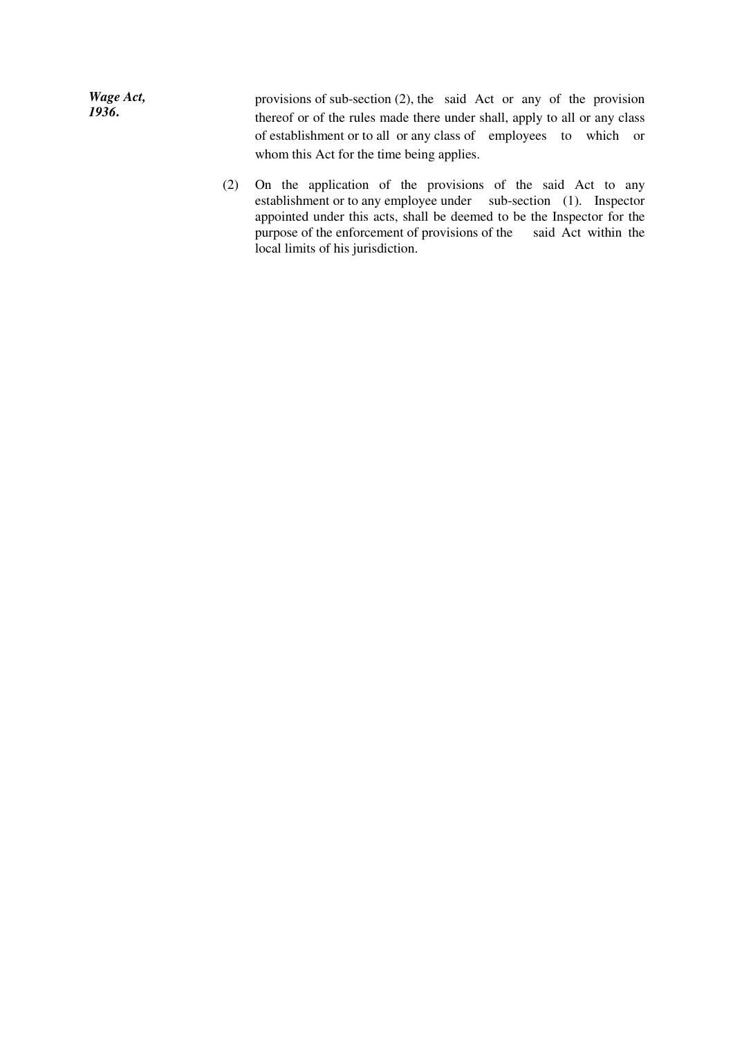***Wage Act, 1936.***

provisions of sub-section (2), the said Act or any of the provision thereof or of the rules made there under shall, apply to all or any class of establishment or to all or any class of employees to which or whom this Act for the time being applies.

(2) On the application of the provisions of the said Act to any establishment or to any employee under sub-section (1). Inspector appointed under this acts, shall be deemed to be the Inspector for the purpose of the enforcement of provisions of the said Act within the local limits of his jurisdiction.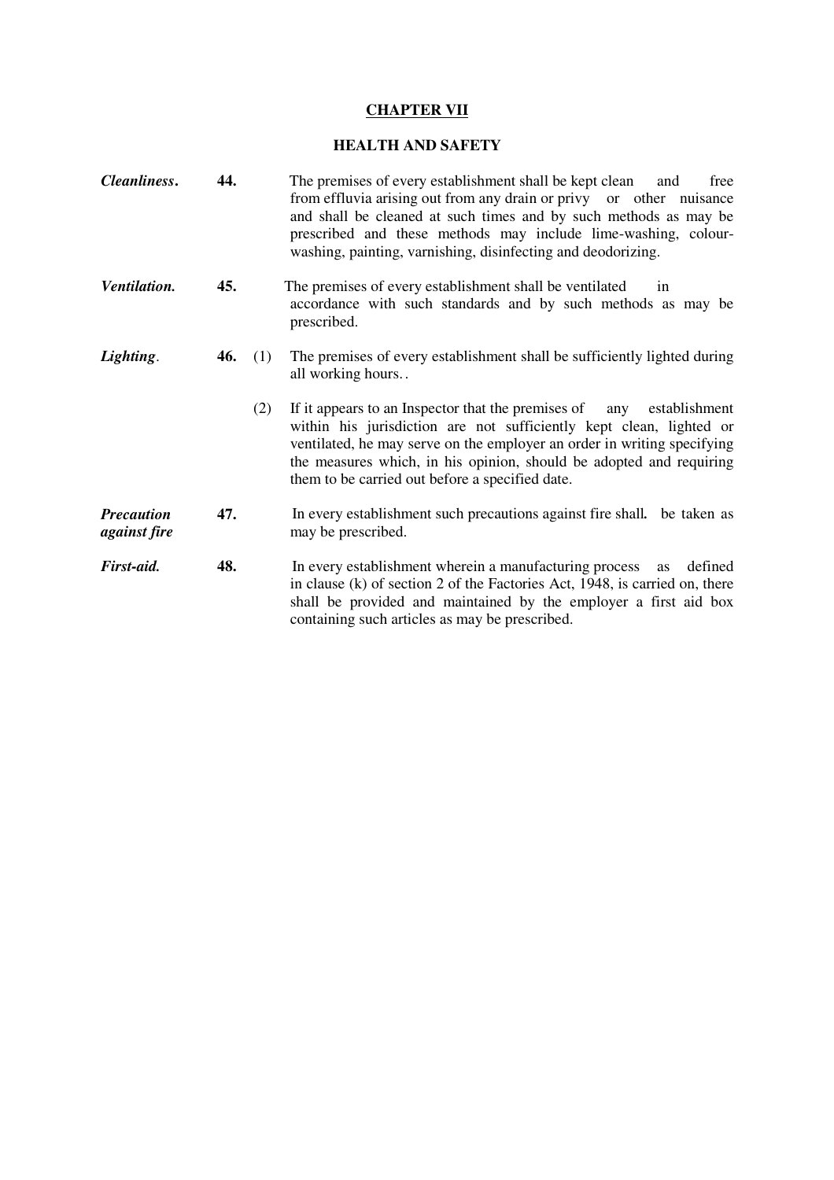## CHAPTER VII

## HEALTH AND SAFETY

***Cleanliness*.** **44.** The premises of every establishment shall be kept clean and free from effluvia arising out from any drain or privy or other nuisance and shall be cleaned at such times and by such methods as may be prescribed and these methods may include lime-washing, colour-washing, painting, varnishing, disinfecting and deodorizing.

***Ventilation.*** **45.** The premises of every establishment shall be ventilated in accordance with such standards and by such methods as may be prescribed.

***Lighting*.** **46.** (1) The premises of every establishment shall be sufficiently lighted during all working hours. .

(2) If it appears to an Inspector that the premises of any establishment within his jurisdiction are not sufficiently kept clean, lighted or ventilated, he may serve on the employer an order in writing specifying the measures which, in his opinion, should be adopted and requiring them to be carried out before a specified date.

***Precaution against fire*** **47.** In every establishment such precautions against fire shall**.** be taken as may be prescribed.

***First-aid.*** **48.** In every establishment wherein a manufacturing process as defined in clause (k) of section 2 of the Factories Act, 1948, is carried on, there shall be provided and maintained by the employer a first aid box containing such articles as may be prescribed.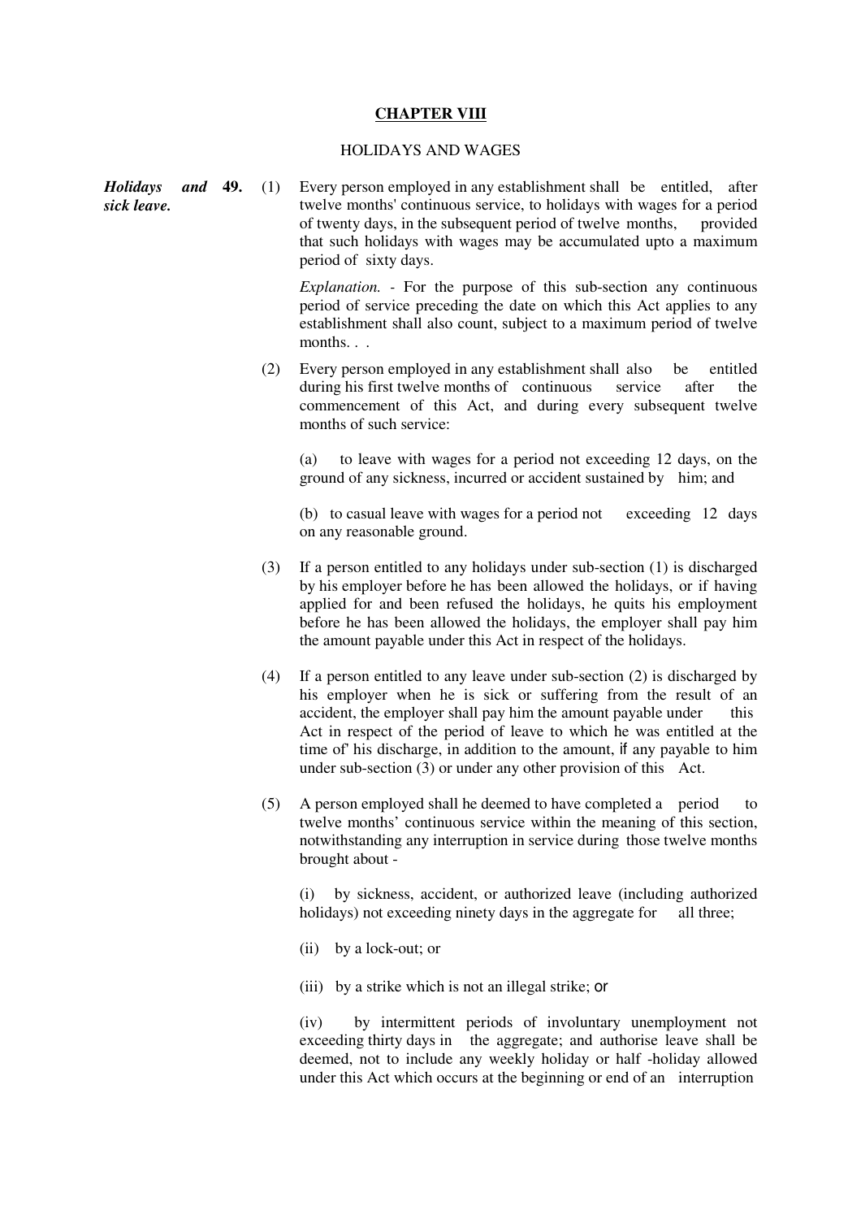## CHAPTER VIII

### HOLIDAYS AND WAGES

***Holidays and sick leave.*** **49.** (1) Every person employed in any establishment shall be entitled, after twelve months' continuous service, to holidays with wages for a period of twenty days, in the subsequent period of twelve months, provided that such holidays with wages may be accumulated upto a maximum period of sixty days.

*Explanation.* - For the purpose of this sub-section any continuous period of service preceding the date on which this Act applies to any establishment shall also count, subject to a maximum period of twelve months. . .

(2) Every person employed in any establishment shall also be entitled during his first twelve months of continuous service after the commencement of this Act, and during every subsequent twelve months of such service:

(a) to leave with wages for a period not exceeding 12 days, on the ground of any sickness, incurred or accident sustained by him; and

(b) to casual leave with wages for a period not exceeding 12 days on any reasonable ground.

(3) If a person entitled to any holidays under sub-section (1) is discharged by his employer before he has been allowed the holidays, or if having applied for and been refused the holidays, he quits his employment before he has been allowed the holidays, the employer shall pay him the amount payable under this Act in respect of the holidays.

(4) If a person entitled to any leave under sub-section (2) is discharged by his employer when he is sick or suffering from the result of an accident, the employer shall pay him the amount payable under this Act in respect of the period of leave to which he was entitled at the time of' his discharge, in addition to the amount, if any payable to him under sub-section (3) or under any other provision of this Act.

(5) A person employed shall he deemed to have completed a period to twelve months' continuous service within the meaning of this section, notwithstanding any interruption in service during those twelve months brought about -

(i) by sickness, accident, or authorized leave (including authorized holidays) not exceeding ninety days in the aggregate for all three;

(ii) by a lock-out; or

(iii) by a strike which is not an illegal strike; or

(iv) by intermittent periods of involuntary unemployment not exceeding thirty days in the aggregate; and authorise leave shall be deemed, not to include any weekly holiday or half -holiday allowed under this Act which occurs at the beginning or end of an interruption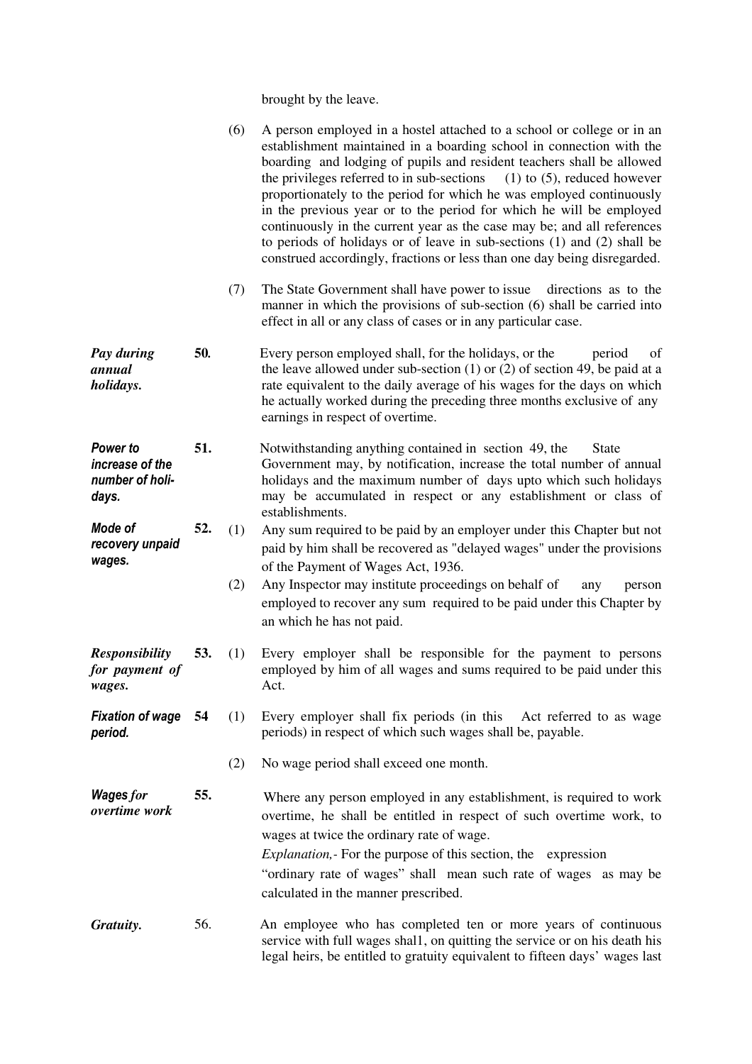brought by the leave.

(6) A person employed in a hostel attached to a school or college or in an establishment maintained in a boarding school in connection with the boarding and lodging of pupils and resident teachers shall be allowed the privileges referred to in sub-sections (1) to (5), reduced however proportionately to the period for which he was employed continuously in the previous year or to the period for which he will be employed continuously in the current year as the case may be; and all references to periods of holidays or of leave in sub-sections (1) and (2) shall be construed accordingly, fractions or less than one day being disregarded.

(7) The State Government shall have power to issue directions as to the manner in which the provisions of sub-section (6) shall be carried into effect in all or any class of cases or in any particular case.

***Pay during annual holidays.***

**50.** Every person employed shall, for the holidays, or the period of the leave allowed under sub-section (1) or (2) of section 49, be paid at a rate equivalent to the daily average of his wages for the days on which he actually worked during the preceding three months exclusive of any earnings in respect of overtime.

***Power to increase of the number of holidays.***

**51.** Notwithstanding anything contained in section 49, the State Government may, by notification, increase the total number of annual holidays and the maximum number of days upto which such holidays may be accumulated in respect or any establishment or class of establishments.

***Mode of recovery unpaid wages.***

**52.** (1) Any sum required to be paid by an employer under this Chapter but not paid by him shall be recovered as "delayed wages" under the provisions of the Payment of Wages Act, 1936.

(2) Any Inspector may institute proceedings on behalf of any person employed to recover any sum required to be paid under this Chapter by an which he has not paid.

***Responsibility for payment of wages.***

**53.** (1) Every employer shall be responsible for the payment to persons employed by him of all wages and sums required to be paid under this Act.

***Fixation of wage period.***

**54** (1) Every employer shall fix periods (in this Act referred to as wage periods) in respect of which such wages shall be, payable.

(2) No wage period shall exceed one month.

***Wages for overtime work***

**55.** Where any person employed in any establishment, is required to work overtime, he shall be entitled in respect of such overtime work, to wages at twice the ordinary rate of wage.

*Explanation,-* For the purpose of this section, the expression "ordinary rate of wages" shall mean such rate of wages as may be calculated in the manner prescribed.

***Gratuity.***

56. An employee who has completed ten or more years of continuous service with full wages shal1, on quitting the service or on his death his legal heirs, be entitled to gratuity equivalent to fifteen days' wages last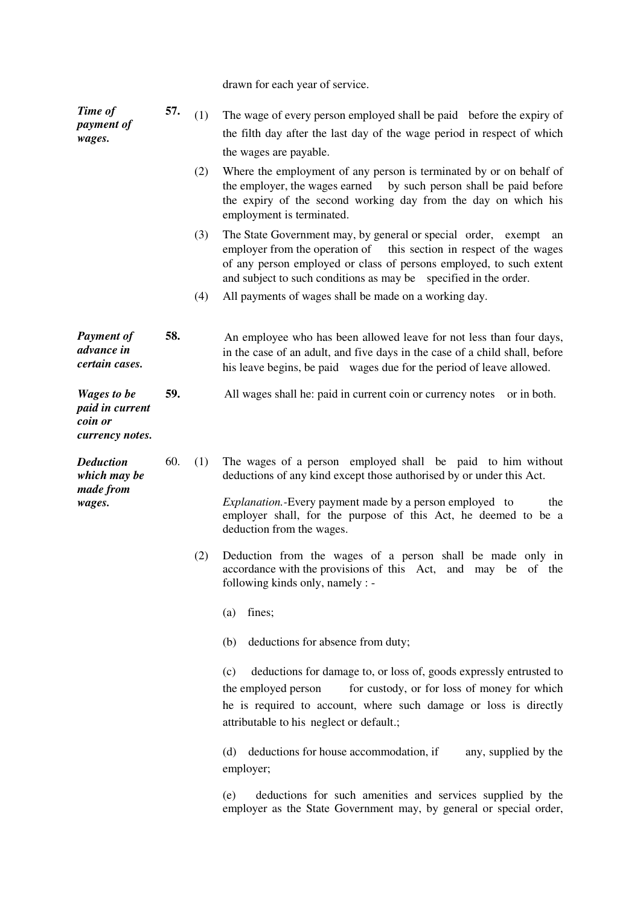drawn for each year of service.

***Time of payment of wages.***

**57.** (1) The wage of every person employed shall be paid before the expiry of the filth day after the last day of the wage period in respect of which the wages are payable.

(2) Where the employment of any person is terminated by or on behalf of the employer, the wages earned by such person shall be paid before the expiry of the second working day from the day on which his employment is terminated.

(3) The State Government may, by general or special order, exempt an employer from the operation of this section in respect of the wages of any person employed or class of persons employed, to such extent and subject to such conditions as may be specified in the order.

(4) All payments of wages shall be made on a working day.

***Payment of advance in certain cases.***

**58.** An employee who has been allowed leave for not less than four days, in the case of an adult, and five days in the case of a child shall, before his leave begins, be paid wages due for the period of leave allowed.

***Wages to be paid in current coin or currency notes.***

**59.** All wages shall he: paid in current coin or currency notes or in both.

***Deduction which may be made from wages.***

60. (1) The wages of a person employed shall be paid to him without deductions of any kind except those authorised by or under this Act.

*Explanation.*-Every payment made by a person employed to the employer shall, for the purpose of this Act, he deemed to be a deduction from the wages.

(2) Deduction from the wages of a person shall be made only in accordance with the provisions of this Act, and may be of the following kinds only, namely : -

(a) fines;

(b) deductions for absence from duty;

(c) deductions for damage to, or loss of, goods expressly entrusted to the employed person for custody, or for loss of money for which he is required to account, where such damage or loss is directly attributable to his neglect or default.;

(d) deductions for house accommodation, if any, supplied by the employer;

(e) deductions for such amenities and services supplied by the employer as the State Government may, by general or special order,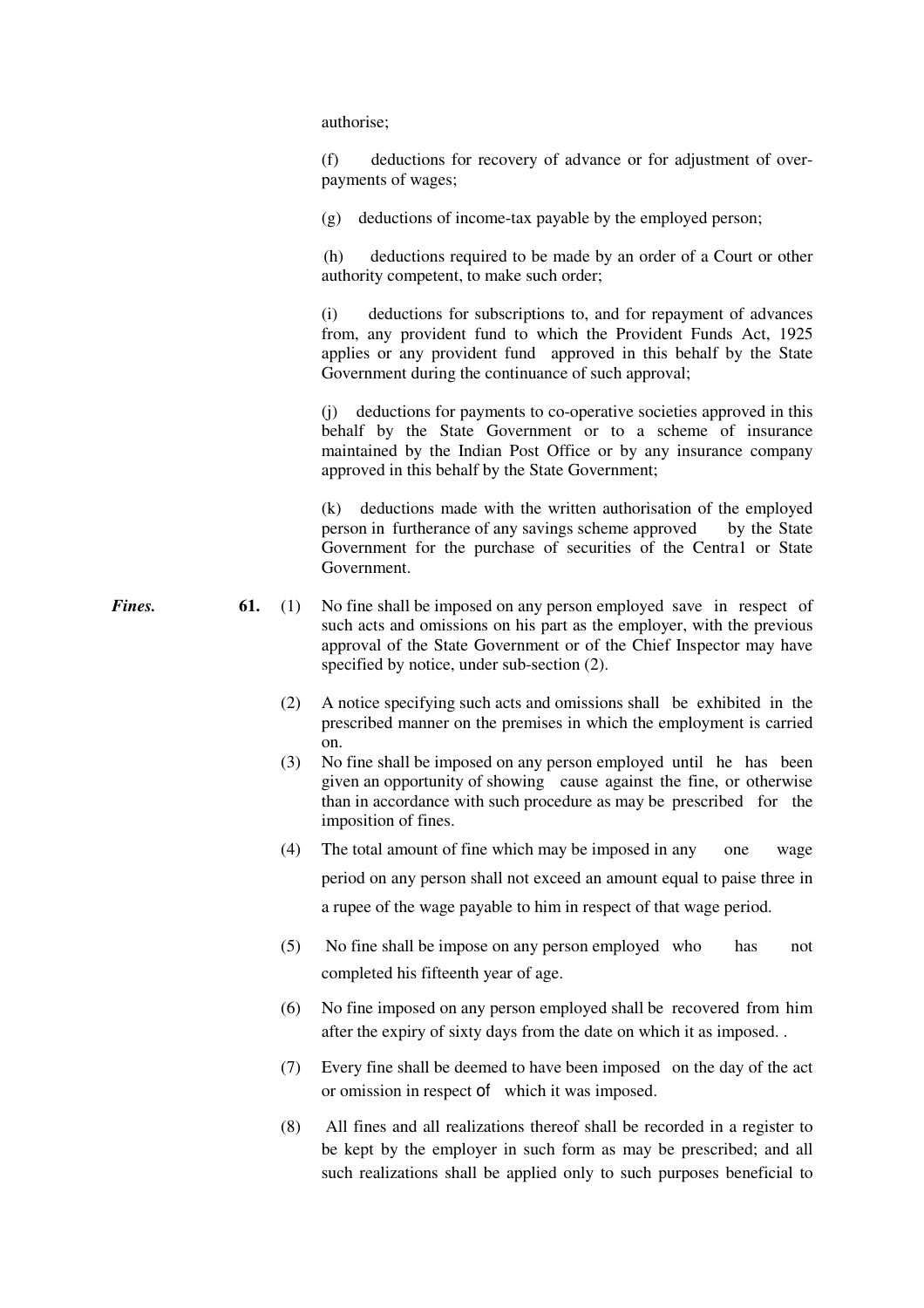authorise;

(f) deductions for recovery of advance or for adjustment of over-payments of wages;

(g) deductions of income-tax payable by the employed person;

(h) deductions required to be made by an order of a Court or other authority competent, to make such order;

(i) deductions for subscriptions to, and for repayment of advances from, any provident fund to which the Provident Funds Act, 1925 applies or any provident fund approved in this behalf by the State Government during the continuance of such approval;

(j) deductions for payments to co-operative societies approved in this behalf by the State Government or to a scheme of insurance maintained by the Indian Post Office or by any insurance company approved in this behalf by the State Government;

(k) deductions made with the written authorisation of the employed person in furtherance of any savings scheme approved by the State Government for the purchase of securities of the Centra1 or State Government.

***Fines.*** **61.** (1) No fine shall be imposed on any person employed save in respect of such acts and omissions on his part as the employer, with the previous approval of the State Government or of the Chief Inspector may have specified by notice, under sub-section (2).

(2) A notice specifying such acts and omissions shall be exhibited in the prescribed manner on the premises in which the employment is carried on.

(3) No fine shall be imposed on any person employed until he has been given an opportunity of showing cause against the fine, or otherwise than in accordance with such procedure as may be prescribed for the imposition of fines.

(4) The total amount of fine which may be imposed in any one wage period on any person shall not exceed an amount equal to paise three in a rupee of the wage payable to him in respect of that wage period.

(5) No fine shall be impose on any person employed who has not completed his fifteenth year of age.

(6) No fine imposed on any person employed shall be recovered from him after the expiry of sixty days from the date on which it as imposed. .

(7) Every fine shall be deemed to have been imposed on the day of the act or omission in respect of which it was imposed.

(8) All fines and all realizations thereof shall be recorded in a register to be kept by the employer in such form as may be prescribed; and all such realizations shall be applied only to such purposes beneficial to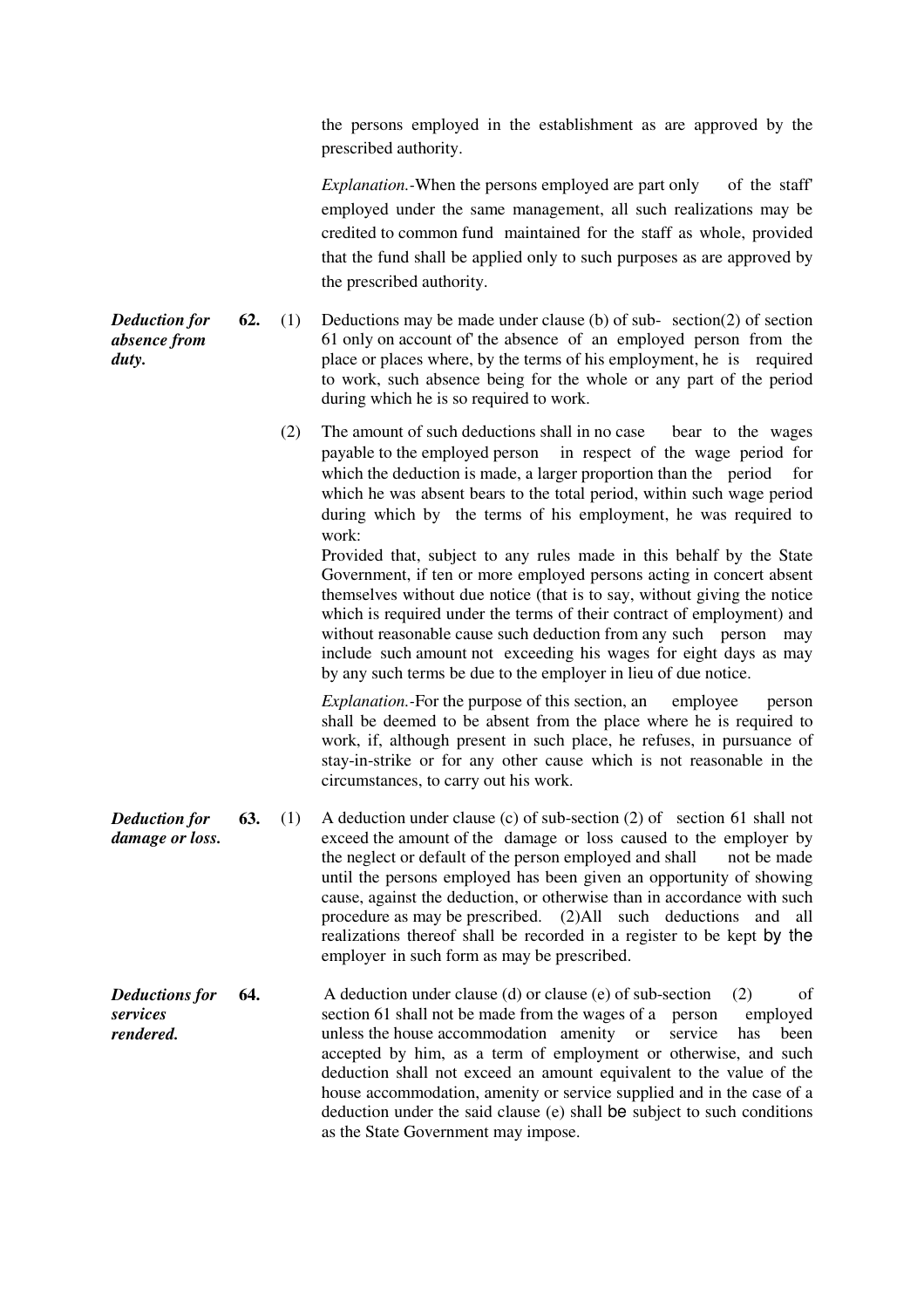the persons employed in the establishment as are approved by the prescribed authority.

*Explanation.*-When the persons employed are part only of the staff' employed under the same management, all such realizations may be credited to common fund maintained for the staff as whole, provided that the fund shall be applied only to such purposes as are approved by the prescribed authority.

***Deduction for absence from duty.***

**62.** (1) Deductions may be made under clause (b) of sub- section(2) of section 61 only on account of' the absence of an employed person from the place or places where, by the terms of his employment, he is required to work, such absence being for the whole or any part of the period during which he is so required to work.

(2) The amount of such deductions shall in no case bear to the wages payable to the employed person in respect of the wage period for which the deduction is made, a larger proportion than the period for which he was absent bears to the total period, within such wage period during which by the terms of his employment, he was required to work:

Provided that, subject to any rules made in this behalf by the State Government, if ten or more employed persons acting in concert absent themselves without due notice (that is to say, without giving the notice which is required under the terms of their contract of employment) and without reasonable cause such deduction from any such person may include such amount not exceeding his wages for eight days as may by any such terms be due to the employer in lieu of due notice.

*Explanation.*-For the purpose of this section, an employee person shall be deemed to be absent from the place where he is required to work, if, although present in such place, he refuses, in pursuance of stay-in-strike or for any other cause which is not reasonable in the circumstances, to carry out his work.

***Deduction for damage or loss.***

**63.** (1) A deduction under clause (c) of sub-section (2) of section 61 shall not exceed the amount of the damage or loss caused to the employer by the neglect or default of the person employed and shall not be made until the persons employed has been given an opportunity of showing cause, against the deduction, or otherwise than in accordance with such procedure as may be prescribed. (2)All such deductions and all realizations thereof shall be recorded in a register to be kept by the employer in such form as may be prescribed.

***Deductions for services rendered.***

**64.** A deduction under clause (d) or clause (e) of sub-section (2) of section 61 shall not be made from the wages of a person employed unless the house accommodation amenity or service has been accepted by him, as a term of employment or otherwise, and such deduction shall not exceed an amount equivalent to the value of the house accommodation, amenity or service supplied and in the case of a deduction under the said clause (e) shall be subject to such conditions as the State Government may impose.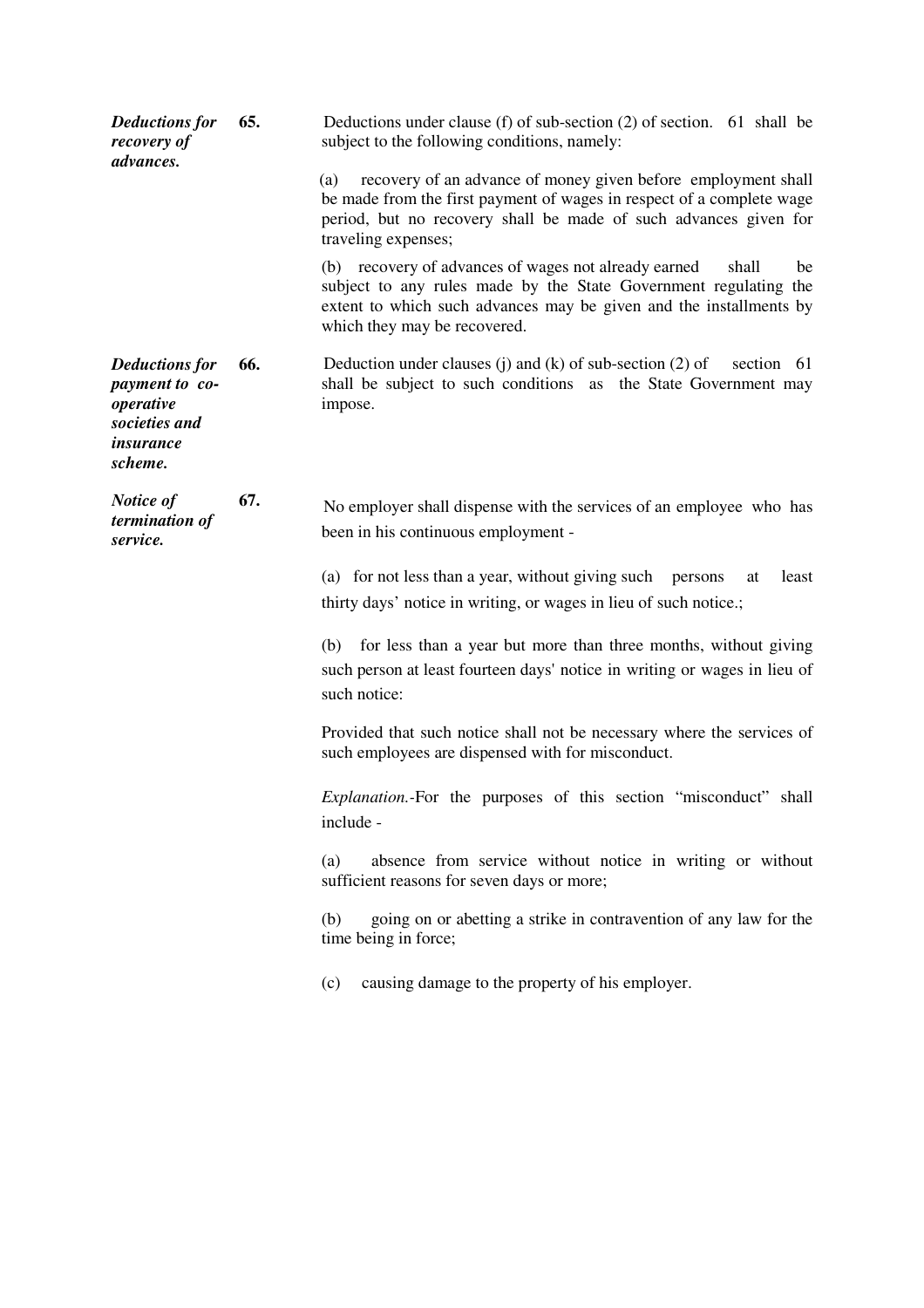***Deductions for recovery of advances.***

**65.** Deductions under clause (f) of sub-section (2) of section. 61 shall be subject to the following conditions, namely:

(a) recovery of an advance of money given before employment shall be made from the first payment of wages in respect of a complete wage period, but no recovery shall be made of such advances given for traveling expenses;

(b) recovery of advances of wages not already earned shall be subject to any rules made by the State Government regulating the extent to which such advances may be given and the installments by which they may be recovered.

***Deductions for payment to co-operative societies and insurance scheme.***

**66.** Deduction under clauses (j) and (k) of sub-section (2) of section 61 shall be subject to such conditions as the State Government may impose.

***Notice of termination of service.***

**67.** No employer shall dispense with the services of an employee who has been in his continuous employment -

(a) for not less than a year, without giving such persons at least thirty days' notice in writing, or wages in lieu of such notice.;

(b) for less than a year but more than three months, without giving such person at least fourteen days' notice in writing or wages in lieu of such notice:

Provided that such notice shall not be necessary where the services of such employees are dispensed with for misconduct.

*Explanation.*-For the purposes of this section "misconduct" shall include -

(a) absence from service without notice in writing or without sufficient reasons for seven days or more;

(b) going on or abetting a strike in contravention of any law for the time being in force;

(c) causing damage to the property of his employer.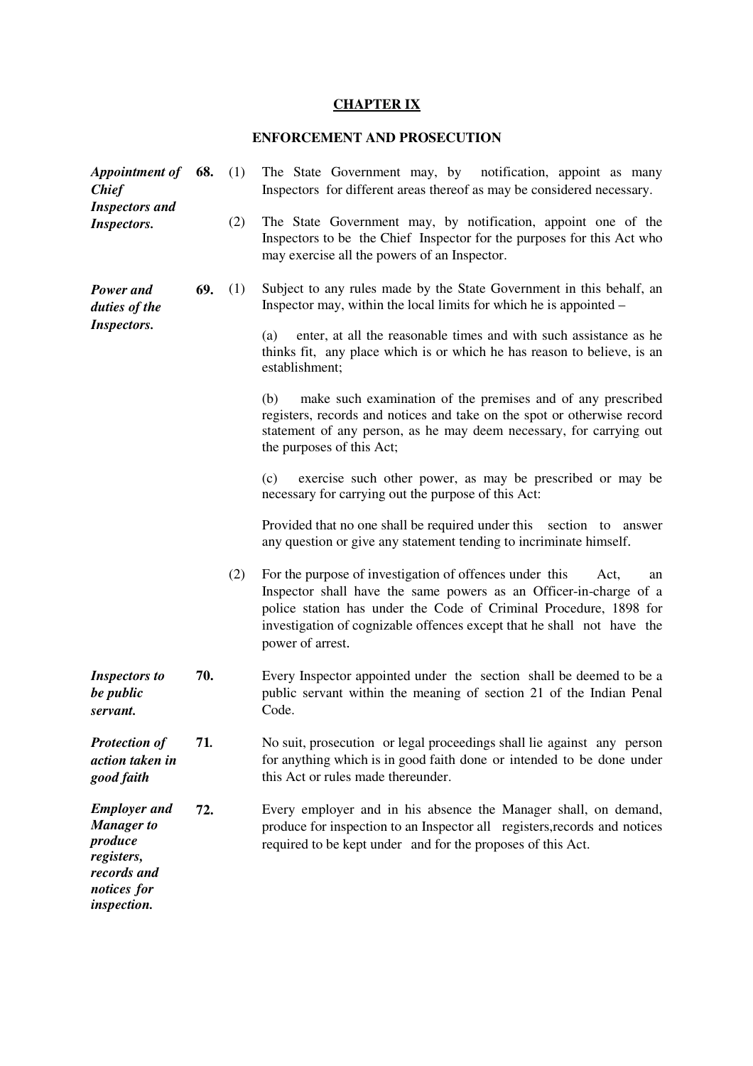# CHAPTER IX

## ENFORCEMENT AND PROSECUTION

***Appointment of Chief Inspectors and Inspectors.***

**68.** (1) The State Government may, by notification, appoint as many Inspectors for different areas thereof as may be considered necessary.

(2) The State Government may, by notification, appoint one of the Inspectors to be the Chief Inspector for the purposes for this Act who may exercise all the powers of an Inspector.

***Power and duties of the Inspectors.***

**69.** (1) Subject to any rules made by the State Government in this behalf, an Inspector may, within the local limits for which he is appointed –

(a) enter, at all the reasonable times and with such assistance as he thinks fit, any place which is or which he has reason to believe, is an establishment;

(b) make such examination of the premises and of any prescribed registers, records and notices and take on the spot or otherwise record statement of any person, as he may deem necessary, for carrying out the purposes of this Act;

(c) exercise such other power, as may be prescribed or may be necessary for carrying out the purpose of this Act:

Provided that no one shall be required under this section to answer any question or give any statement tending to incriminate himself.

(2) For the purpose of investigation of offences under this Act, an Inspector shall have the same powers as an Officer-in-charge of a police station has under the Code of Criminal Procedure, 1898 for investigation of cognizable offences except that he shall not have the power of arrest.

***Inspectors to be public servant.***

**70.** Every Inspector appointed under the section shall be deemed to be a public servant within the meaning of section 21 of the Indian Penal Code.

***Protection of action taken in good faith***

**71.** No suit, prosecution or legal proceedings shall lie against any person for anything which is in good faith done or intended to be done under this Act or rules made thereunder.

***Employer and Manager to produce registers, records and notices for inspection.***

**72.** Every employer and in his absence the Manager shall, on demand, produce for inspection to an Inspector all registers,records and notices required to be kept under and for the proposes of this Act.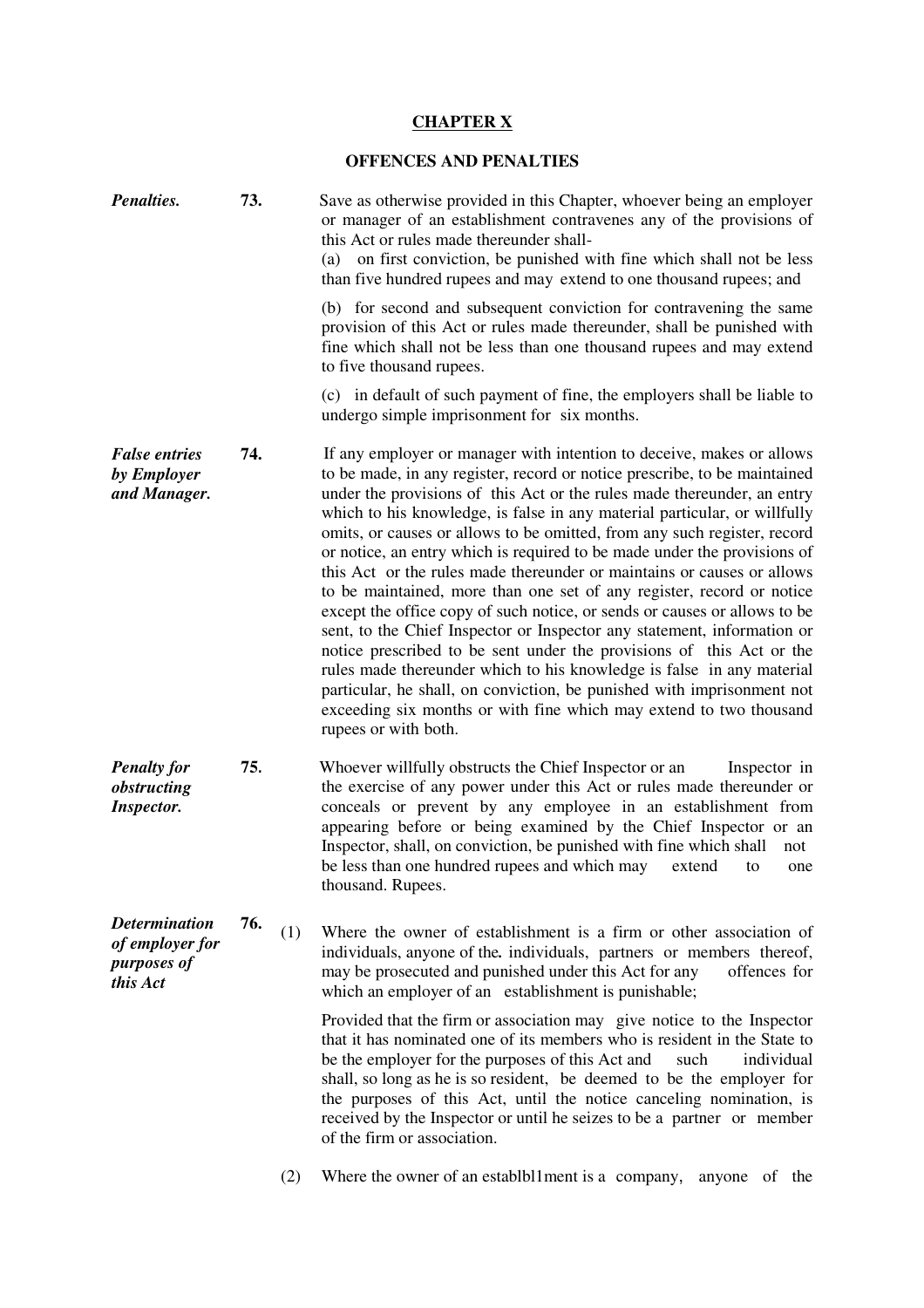## CHAPTER X

### OFFENCES AND PENALTIES

***Penalties.*** **73.** Save as otherwise provided in this Chapter, whoever being an employer or manager of an establishment contravenes any of the provisions of this Act or rules made thereunder shall-

(a) on first conviction, be punished with fine which shall not be less than five hundred rupees and may extend to one thousand rupees; and

(b) for second and subsequent conviction for contravening the same provision of this Act or rules made thereunder, shall be punished with fine which shall not be less than one thousand rupees and may extend to five thousand rupees.

(c) in default of such payment of fine, the employers shall be liable to undergo simple imprisonment for six months.

***False entries by Employer and Manager.*** **74.** If any employer or manager with intention to deceive, makes or allows to be made, in any register, record or notice prescribe, to be maintained under the provisions of this Act or the rules made thereunder, an entry which to his knowledge, is false in any material particular, or willfully omits, or causes or allows to be omitted, from any such register, record or notice, an entry which is required to be made under the provisions of this Act or the rules made thereunder or maintains or causes or allows to be maintained, more than one set of any register, record or notice except the office copy of such notice, or sends or causes or allows to be sent, to the Chief Inspector or Inspector any statement, information or notice prescribed to be sent under the provisions of this Act or the rules made thereunder which to his knowledge is false in any material particular, he shall, on conviction, be punished with imprisonment not exceeding six months or with fine which may extend to two thousand rupees or with both.

***Penalty for obstructing Inspector.*** **75.** Whoever willfully obstructs the Chief Inspector or an Inspector in the exercise of any power under this Act or rules made thereunder or conceals or prevent by any employee in an establishment from appearing before or being examined by the Chief Inspector or an Inspector, shall, on conviction, be punished with fine which shall not be less than one hundred rupees and which may extend to one thousand. Rupees.

***Determination of employer for purposes of this Act*** **76.** (1) Where the owner of establishment is a firm or other association of individuals, anyone of the. individuals, partners or members thereof, may be prosecuted and punished under this Act for any offences for which an employer of an establishment is punishable;

Provided that the firm or association may give notice to the Inspector that it has nominated one of its members who is resident in the State to be the employer for the purposes of this Act and such individual shall, so long as he is so resident, be deemed to be the employer for the purposes of this Act, until the notice canceling nomination, is received by the Inspector or until he seizes to be a partner or member of the firm or association.

(2) Where the owner of an establbl1ment is a company, anyone of the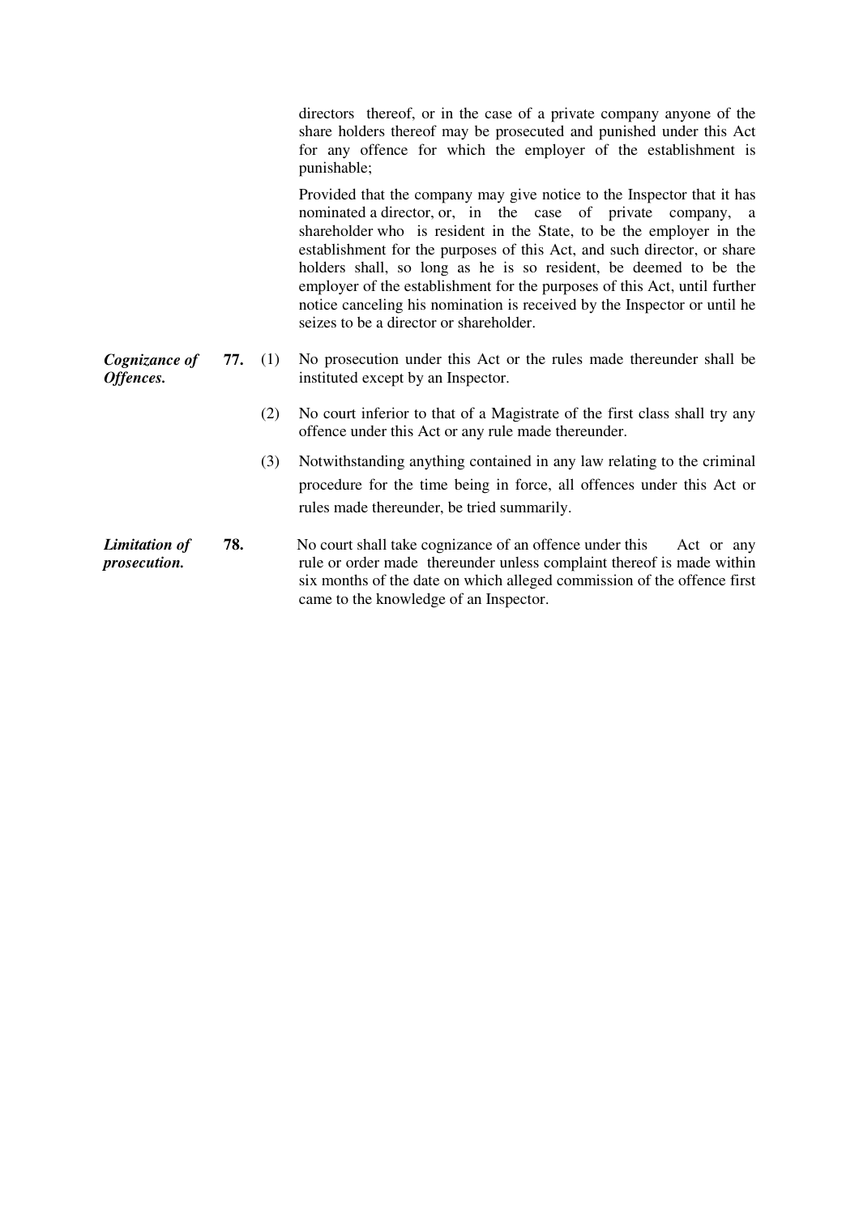directors thereof, or in the case of a private company anyone of the share holders thereof may be prosecuted and punished under this Act for any offence for which the employer of the establishment is punishable;

Provided that the company may give notice to the Inspector that it has nominated a director, or, in the case of private company, a shareholder who is resident in the State, to be the employer in the establishment for the purposes of this Act, and such director, or share holders shall, so long as he is so resident, be deemed to be the employer of the establishment for the purposes of this Act, until further notice canceling his nomination is received by the Inspector or until he seizes to be a director or shareholder.

***Cognizance of Offences.***

**77.** (1) No prosecution under this Act or the rules made thereunder shall be instituted except by an Inspector.

(2) No court inferior to that of a Magistrate of the first class shall try any offence under this Act or any rule made thereunder.

(3) Notwithstanding anything contained in any law relating to the criminal procedure for the time being in force, all offences under this Act or rules made thereunder, be tried summarily.

***Limitation of prosecution.***

**78.** No court shall take cognizance of an offence under this Act or any rule or order made thereunder unless complaint thereof is made within six months of the date on which alleged commission of the offence first came to the knowledge of an Inspector.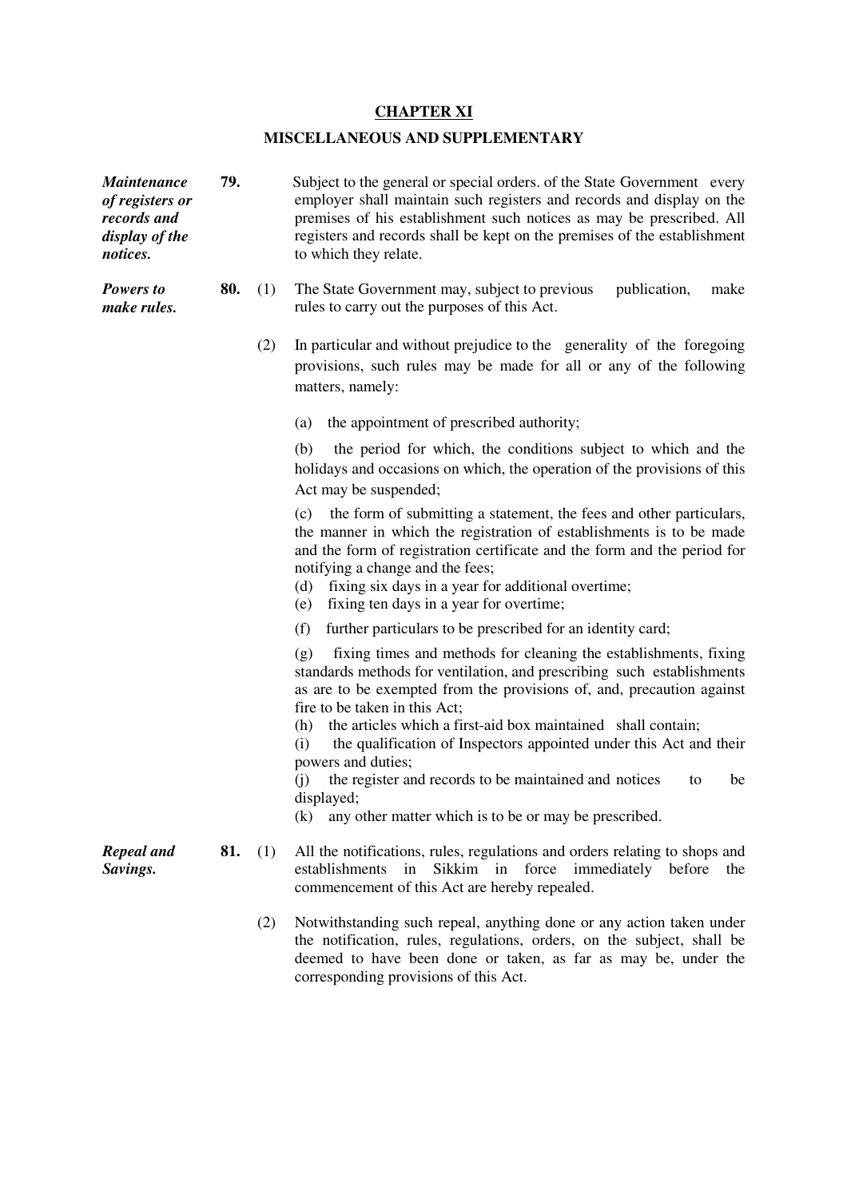## CHAPTER XI

## MISCELLANEOUS AND SUPPLEMENTARY

***Maintenance of registers or records and display of the notices.***

**79.** Subject to the general or special orders. of the State Government every employer shall maintain such registers and records and display on the premises of his establishment such notices as may be prescribed. All registers and records shall be kept on the premises of the establishment to which they relate.

***Powers to make rules.***

**80.** (1) The State Government may, subject to previous publication, make rules to carry out the purposes of this Act.

(2) In particular and without prejudice to the generality of the foregoing provisions, such rules may be made for all or any of the following matters, namely:

(a) the appointment of prescribed authority;

(b) the period for which, the conditions subject to which and the holidays and occasions on which, the operation of the provisions of this Act may be suspended;

(c) the form of submitting a statement, the fees and other particulars, the manner in which the registration of establishments is to be made and the form of registration certificate and the form and the period for notifying a change and the fees;

(d) fixing six days in a year for additional overtime;

(e) fixing ten days in a year for overtime;

(f) further particulars to be prescribed for an identity card;

(g) fixing times and methods for cleaning the establishments, fixing standards methods for ventilation, and prescribing such establishments as are to be exempted from the provisions of, and, precaution against fire to be taken in this Act;

(h) the articles which a first-aid box maintained shall contain;

(i) the qualification of Inspectors appointed under this Act and their powers and duties;

(j) the register and records to be maintained and notices to be displayed;

(k) any other matter which is to be or may be prescribed.

***Repeal and Savings.***

**81.** (1) All the notifications, rules, regulations and orders relating to shops and establishments in Sikkim in force immediately before the commencement of this Act are hereby repealed.

(2) Notwithstanding such repeal, anything done or any action taken under the notification, rules, regulations, orders, on the subject, shall be deemed to have been done or taken, as far as may be, under the corresponding provisions of this Act.